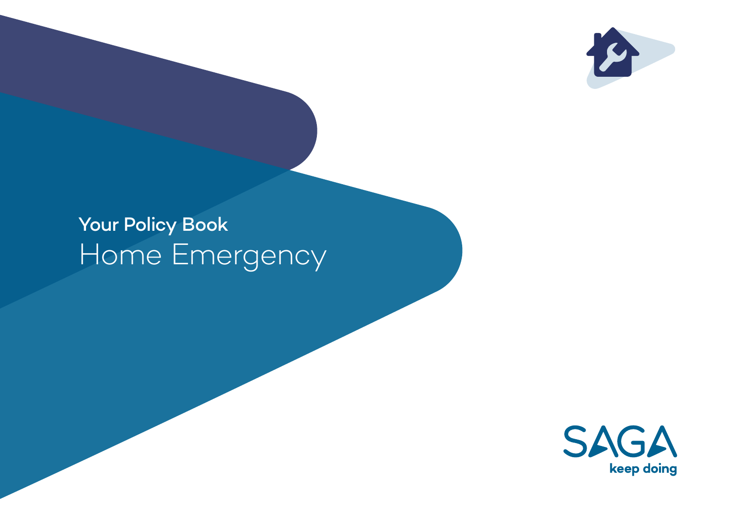# Your Policy Book

## Home Emergency

SAGA

keep doing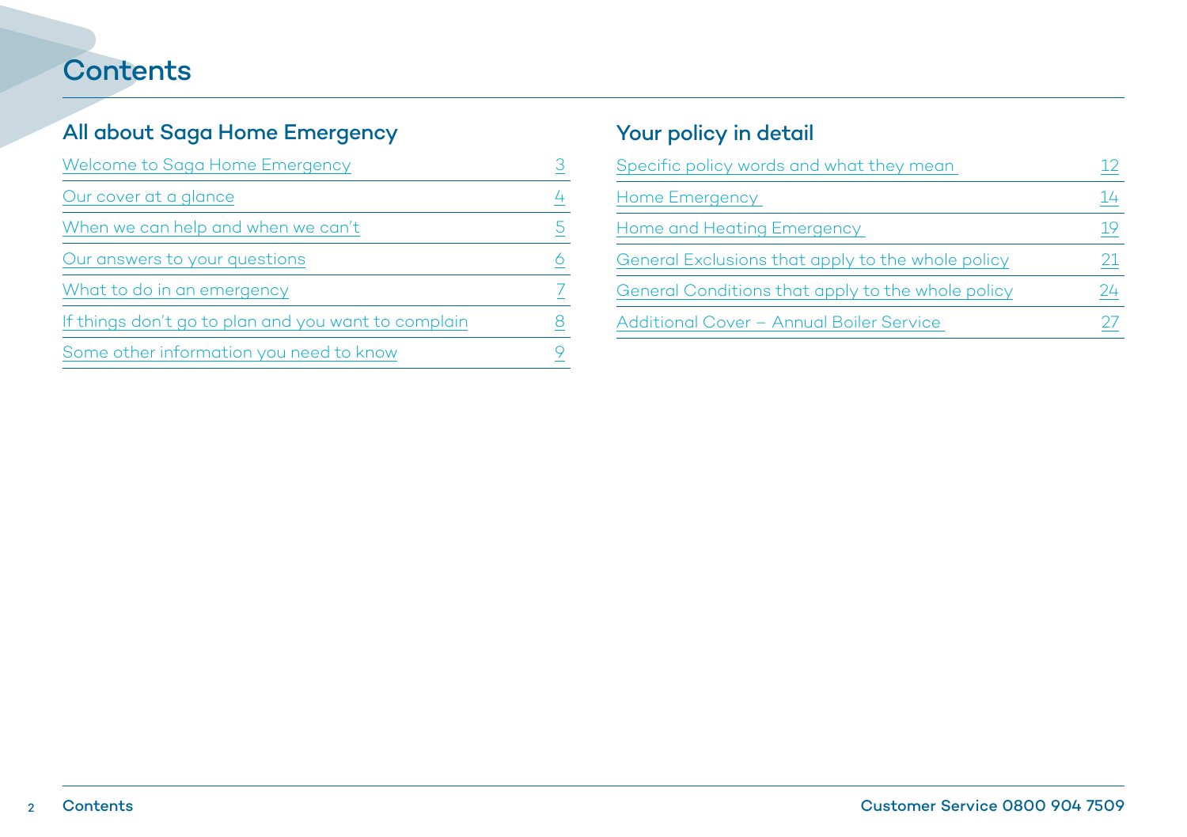# Contents

## All about Saga Home Emergency

| | |
|---|---|
| Welcome to Saga Home Emergency | 3 |
| Our cover at a glance | 4 |
| When we can help and when we can't | 5 |
| Our answers to your questions | 6 |
| What to do in an emergency | 7 |
| If things don't go to plan and you want to complain | 8 |
| Some other information you need to know | 9 |

## Your policy in detail

| | |
|---|---|
| Specific policy words and what they mean | 12 |
| Home Emergency | 14 |
| Home and Heating Emergency | 19 |
| General Exclusions that apply to the whole policy | 21 |
| General Conditions that apply to the whole policy | 24 |
| Additional Cover – Annual Boiler Service | 27 |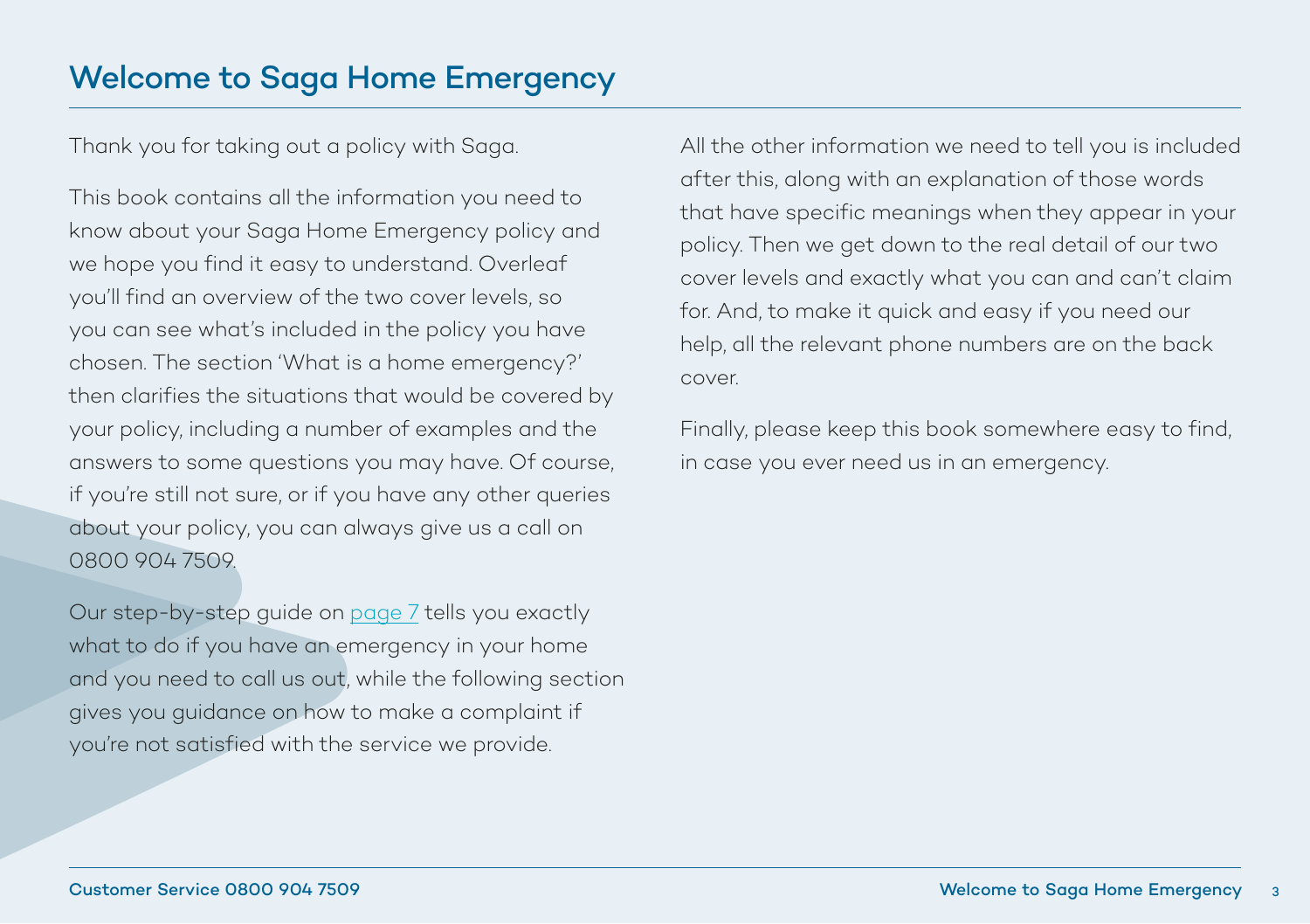# Welcome to Saga Home Emergency

Thank you for taking out a policy with Saga.

This book contains all the information you need to know about your Saga Home Emergency policy and we hope you find it easy to understand. Overleaf you'll find an overview of the two cover levels, so you can see what's included in the policy you have chosen. The section 'What is a home emergency?' then clarifies the situations that would be covered by your policy, including a number of examples and the answers to some questions you may have. Of course, if you're still not sure, or if you have any other queries about your policy, you can always give us a call on 0800 904 7509.

Our step-by-step guide on page 7 tells you exactly what to do if you have an emergency in your home and you need to call us out, while the following section gives you guidance on how to make a complaint if you're not satisfied with the service we provide.

All the other information we need to tell you is included after this, along with an explanation of those words that have specific meanings when they appear in your policy. Then we get down to the real detail of our two cover levels and exactly what you can and can't claim for. And, to make it quick and easy if you need our help, all the relevant phone numbers are on the back cover.

Finally, please keep this book somewhere easy to find, in case you ever need us in an emergency.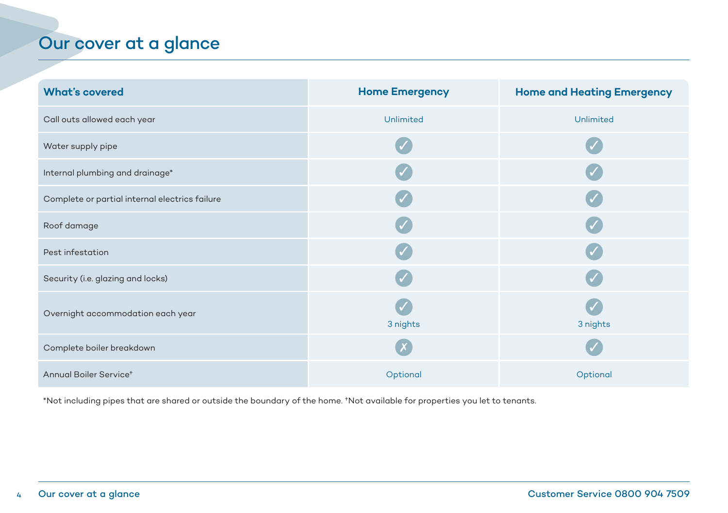# Our cover at a glance

| What's covered | Home Emergency | Home and Heating Emergency |
| --- | --- | --- |
| Call outs allowed each year | Unlimited | Unlimited |
| Water supply pipe | ✓ | ✓ |
| Internal plumbing and drainage* | ✓ | ✓ |
| Complete or partial internal electrics failure | ✓ | ✓ |
| Roof damage | ✓ | ✓ |
| Pest infestation | ✓ | ✓ |
| Security (i.e. glazing and locks) | ✓ | ✓ |
| Overnight accommodation each year | ✓ 3 nights | ✓ 3 nights |
| Complete boiler breakdown | ✗ | ✓ |
| Annual Boiler Service† | Optional | Optional |

*Not including pipes that are shared or outside the boundary of the home. †Not available for properties you let to tenants.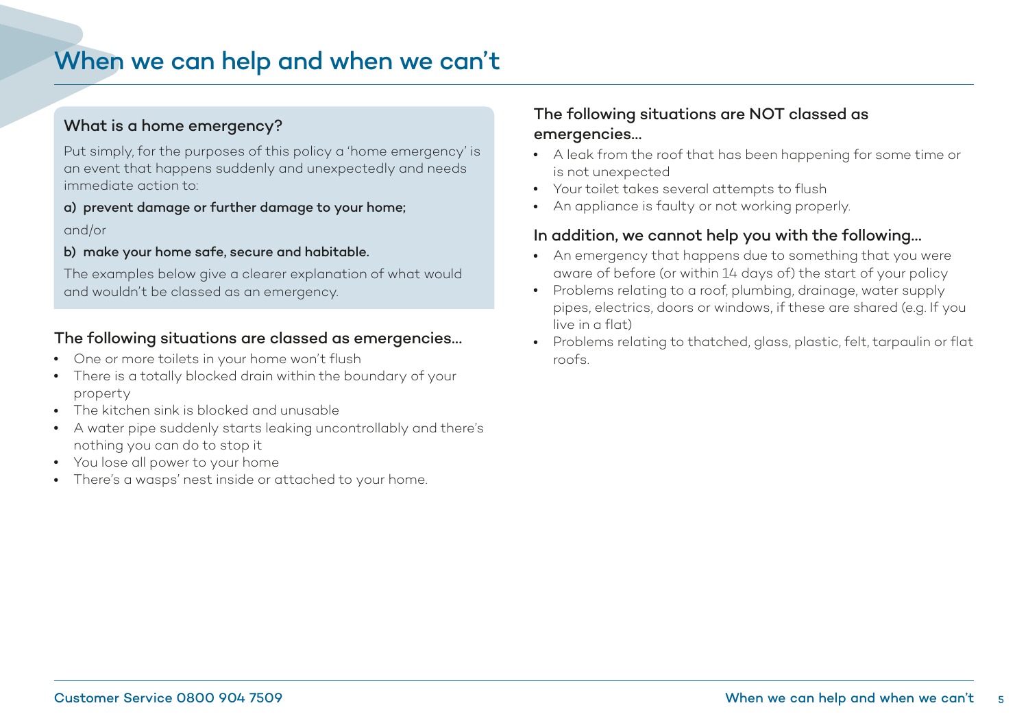# When we can help and when we can't

### What is a home emergency?

Put simply, for the purposes of this policy a 'home emergency' is an event that happens suddenly and unexpectedly and needs immediate action to:

**a) prevent damage or further damage to your home;**

and/or

**b) make your home safe, secure and habitable.**

The examples below give a clearer explanation of what would and wouldn't be classed as an emergency.

### The following situations are classed as emergencies...

- One or more toilets in your home won't flush
- There is a totally blocked drain within the boundary of your property
- The kitchen sink is blocked and unusable
- A water pipe suddenly starts leaking uncontrollably and there's nothing you can do to stop it
- You lose all power to your home
- There's a wasps' nest inside or attached to your home.

### The following situations are NOT classed as emergencies...

- A leak from the roof that has been happening for some time or is not unexpected
- Your toilet takes several attempts to flush
- An appliance is faulty or not working properly.

### In addition, we cannot help you with the following...

- An emergency that happens due to something that you were aware of before (or within 14 days of) the start of your policy
- Problems relating to a roof, plumbing, drainage, water supply pipes, electrics, doors or windows, if these are shared (e.g. If you live in a flat)
- Problems relating to thatched, glass, plastic, felt, tarpaulin or flat roofs.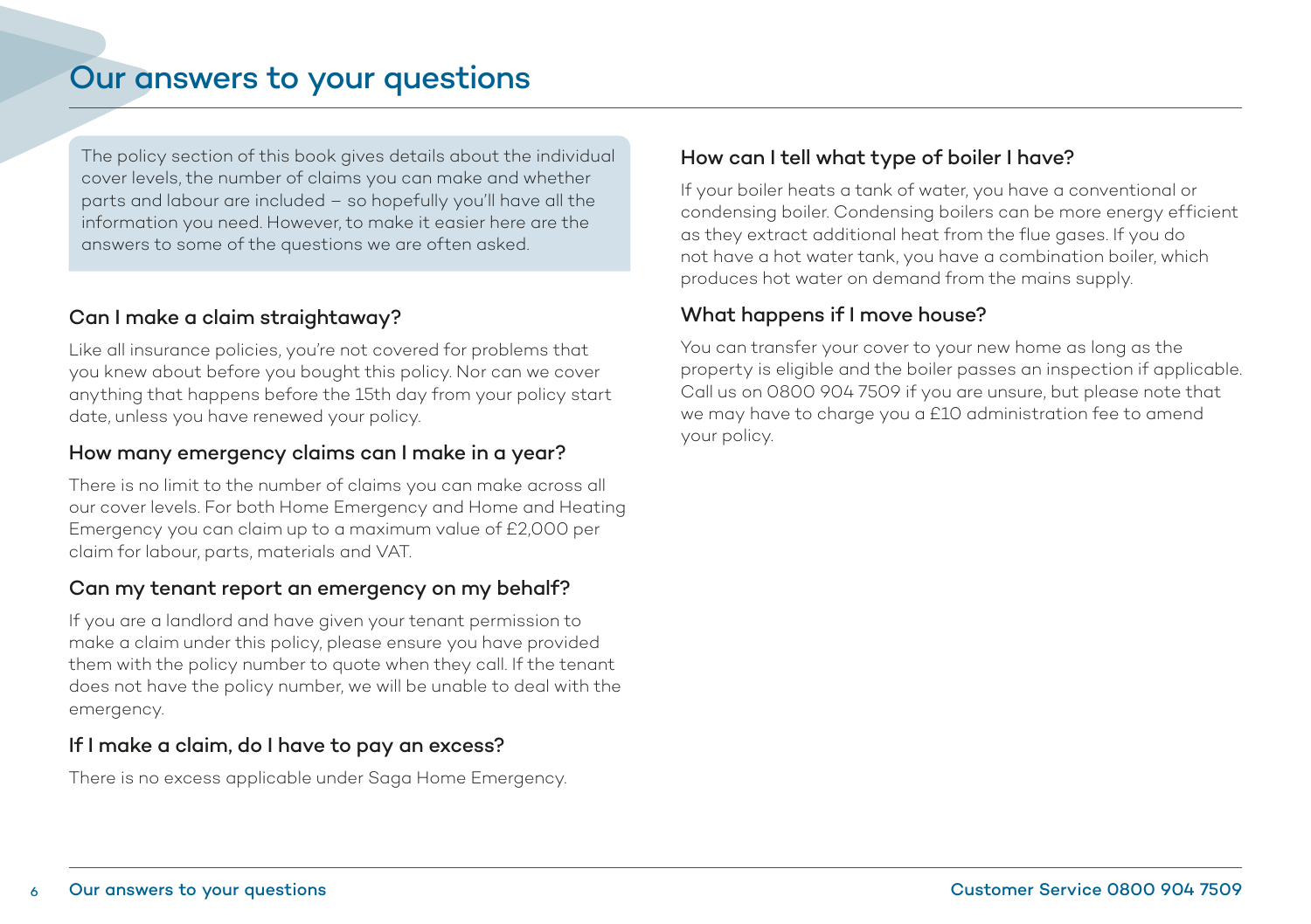# Our answers to your questions

The policy section of this book gives details about the individual cover levels, the number of claims you can make and whether parts and labour are included – so hopefully you'll have all the information you need. However, to make it easier here are the answers to some of the questions we are often asked.

### Can I make a claim straightaway?

Like all insurance policies, you're not covered for problems that you knew about before you bought this policy. Nor can we cover anything that happens before the 15th day from your policy start date, unless you have renewed your policy.

### How many emergency claims can I make in a year?

There is no limit to the number of claims you can make across all our cover levels. For both Home Emergency and Home and Heating Emergency you can claim up to a maximum value of £2,000 per claim for labour, parts, materials and VAT.

### Can my tenant report an emergency on my behalf?

If you are a landlord and have given your tenant permission to make a claim under this policy, please ensure you have provided them with the policy number to quote when they call. If the tenant does not have the policy number, we will be unable to deal with the emergency.

### If I make a claim, do I have to pay an excess?

There is no excess applicable under Saga Home Emergency.

### How can I tell what type of boiler I have?

If your boiler heats a tank of water, you have a conventional or condensing boiler. Condensing boilers can be more energy efficient as they extract additional heat from the flue gases. If you do not have a hot water tank, you have a combination boiler, which produces hot water on demand from the mains supply.

### What happens if I move house?

You can transfer your cover to your new home as long as the property is eligible and the boiler passes an inspection if applicable. Call us on 0800 904 7509 if you are unsure, but please note that we may have to charge you a £10 administration fee to amend your policy.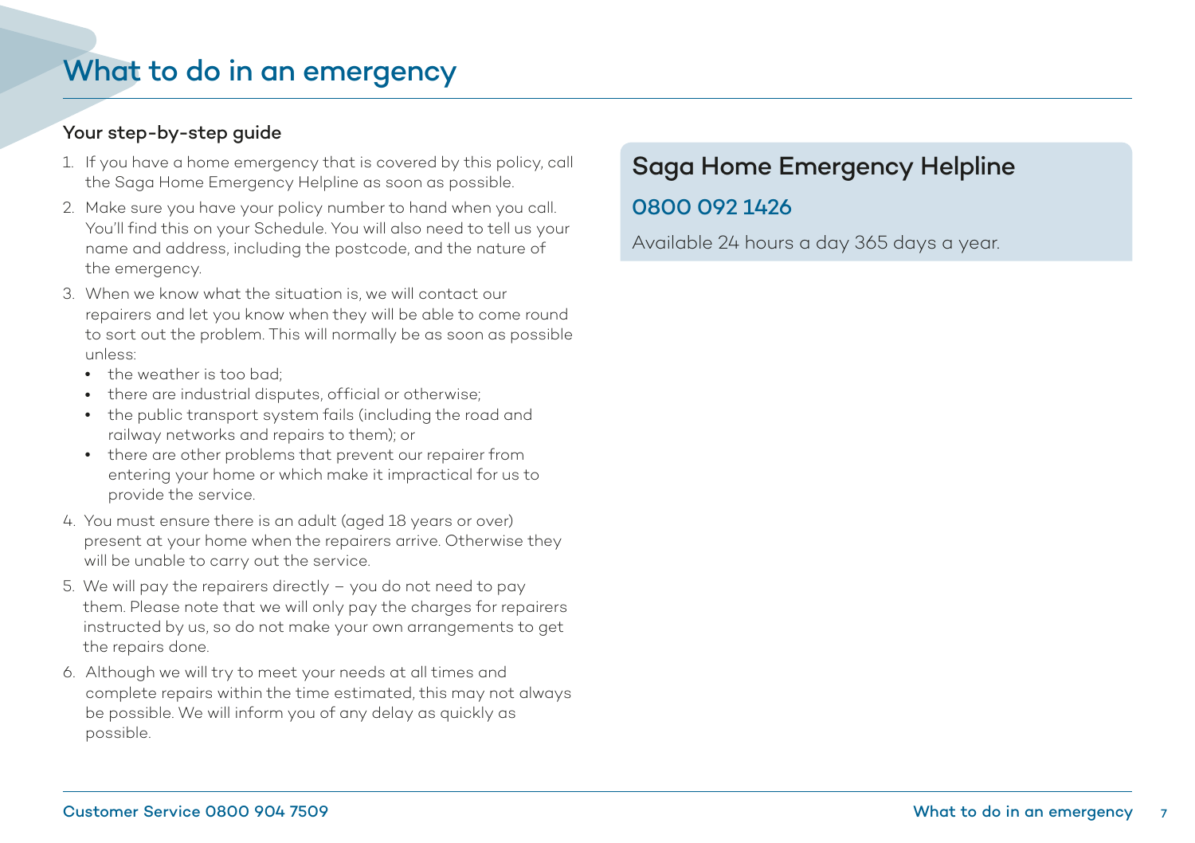# What to do in an emergency

### Your step-by-step guide

1. If you have a home emergency that is covered by this policy, call the Saga Home Emergency Helpline as soon as possible.
2. Make sure you have your policy number to hand when you call. You'll find this on your Schedule. You will also need to tell us your name and address, including the postcode, and the nature of the emergency.
3. When we know what the situation is, we will contact our repairers and let you know when they will be able to come round to sort out the problem. This will normally be as soon as possible unless:
   - the weather is too bad;
   - there are industrial disputes, official or otherwise;
   - the public transport system fails (including the road and railway networks and repairs to them); or
   - there are other problems that prevent our repairer from entering your home or which make it impractical for us to provide the service.
4. You must ensure there is an adult (aged 18 years or over) present at your home when the repairers arrive. Otherwise they will be unable to carry out the service.
5. We will pay the repairers directly – you do not need to pay them. Please note that we will only pay the charges for repairers instructed by us, so do not make your own arrangements to get the repairs done.
6. Although we will try to meet your needs at all times and complete repairs within the time estimated, this may not always be possible. We will inform you of any delay as quickly as possible.

## Saga Home Emergency Helpline

**0800 092 1426**

Available 24 hours a day 365 days a year.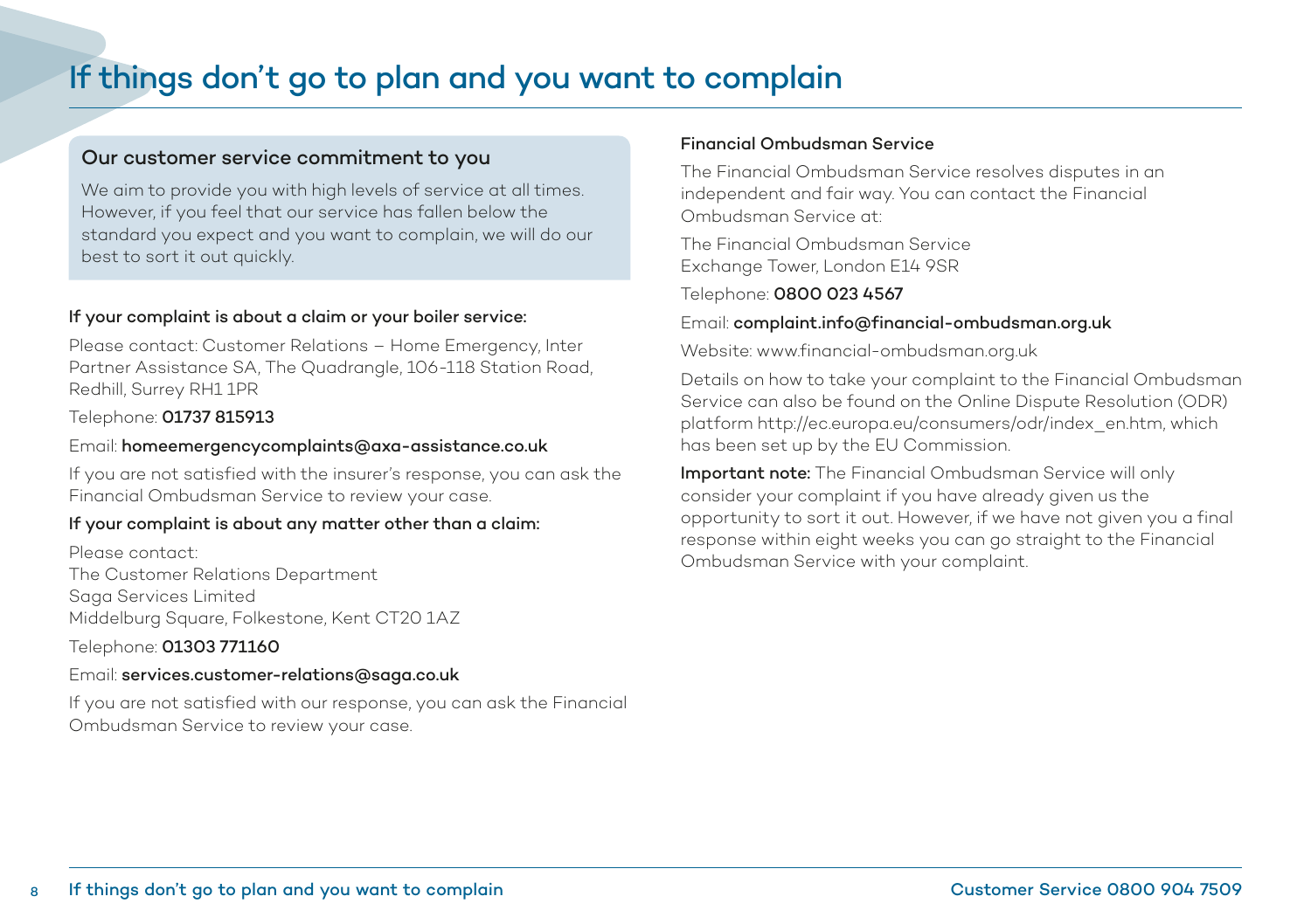# If things don't go to plan and you want to complain

## Our customer service commitment to you

We aim to provide you with high levels of service at all times. However, if you feel that our service has fallen below the standard you expect and you want to complain, we will do our best to sort it out quickly.

**If your complaint is about a claim or your boiler service:**

Please contact: Customer Relations – Home Emergency, Inter Partner Assistance SA, The Quadrangle, 106-118 Station Road, Redhill, Surrey RH1 1PR

Telephone: **01737 815913**

Email: **homeemergencycomplaints@axa-assistance.co.uk**

If you are not satisfied with the insurer's response, you can ask the Financial Ombudsman Service to review your case.

**If your complaint is about any matter other than a claim:**

Please contact:
The Customer Relations Department
Saga Services Limited
Middelburg Square, Folkestone, Kent CT20 1AZ

Telephone: **01303 771160**

Email: **services.customer-relations@saga.co.uk**

If you are not satisfied with our response, you can ask the Financial Ombudsman Service to review your case.

**Financial Ombudsman Service**

The Financial Ombudsman Service resolves disputes in an independent and fair way. You can contact the Financial Ombudsman Service at:

The Financial Ombudsman Service
Exchange Tower, London E14 9SR

Telephone: **0800 023 4567**

Email: **complaint.info@financial-ombudsman.org.uk**

Website: www.financial-ombudsman.org.uk

Details on how to take your complaint to the Financial Ombudsman Service can also be found on the Online Dispute Resolution (ODR) platform http://ec.europa.eu/consumers/odr/index_en.htm, which has been set up by the EU Commission.

**Important note:** The Financial Ombudsman Service will only consider your complaint if you have already given us the opportunity to sort it out. However, if we have not given you a final response within eight weeks you can go straight to the Financial Ombudsman Service with your complaint.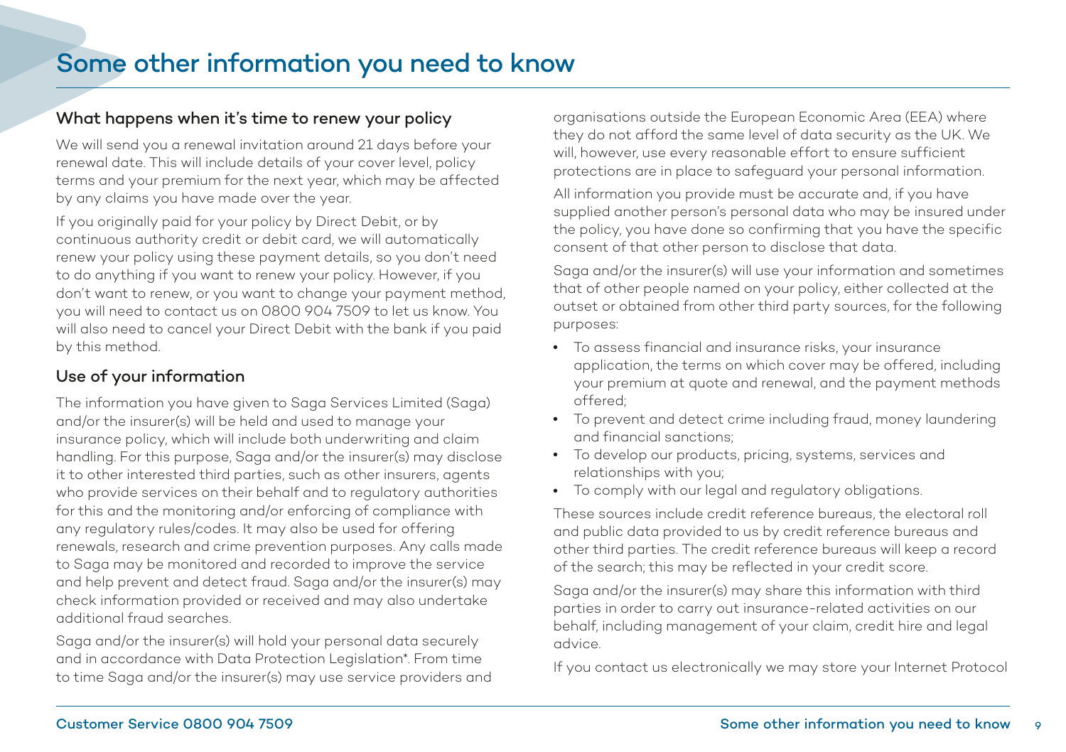# Some other information you need to know

## What happens when it's time to renew your policy

We will send you a renewal invitation around 21 days before your renewal date. This will include details of your cover level, policy terms and your premium for the next year, which may be affected by any claims you have made over the year.

If you originally paid for your policy by Direct Debit, or by continuous authority credit or debit card, we will automatically renew your policy using these payment details, so you don't need to do anything if you want to renew your policy. However, if you don't want to renew, or you want to change your payment method, you will need to contact us on 0800 904 7509 to let us know. You will also need to cancel your Direct Debit with the bank if you paid by this method.

## Use of your information

The information you have given to Saga Services Limited (Saga) and/or the insurer(s) will be held and used to manage your insurance policy, which will include both underwriting and claim handling. For this purpose, Saga and/or the insurer(s) may disclose it to other interested third parties, such as other insurers, agents who provide services on their behalf and to regulatory authorities for this and the monitoring and/or enforcing of compliance with any regulatory rules/codes. It may also be used for offering renewals, research and crime prevention purposes. Any calls made to Saga may be monitored and recorded to improve the service and help prevent and detect fraud. Saga and/or the insurer(s) may check information provided or received and may also undertake additional fraud searches.

Saga and/or the insurer(s) will hold your personal data securely and in accordance with Data Protection Legislation*. From time to time Saga and/or the insurer(s) may use service providers and organisations outside the European Economic Area (EEA) where they do not afford the same level of data security as the UK. We will, however, use every reasonable effort to ensure sufficient protections are in place to safeguard your personal information.

All information you provide must be accurate and, if you have supplied another person's personal data who may be insured under the policy, you have done so confirming that you have the specific consent of that other person to disclose that data.

Saga and/or the insurer(s) will use your information and sometimes that of other people named on your policy, either collected at the outset or obtained from other third party sources, for the following purposes:

- To assess financial and insurance risks, your insurance application, the terms on which cover may be offered, including your premium at quote and renewal, and the payment methods offered;
- To prevent and detect crime including fraud, money laundering and financial sanctions;
- To develop our products, pricing, systems, services and relationships with you;
- To comply with our legal and regulatory obligations.

These sources include credit reference bureaus, the electoral roll and public data provided to us by credit reference bureaus and other third parties. The credit reference bureaus will keep a record of the search; this may be reflected in your credit score.

Saga and/or the insurer(s) may share this information with third parties in order to carry out insurance-related activities on our behalf, including management of your claim, credit hire and legal advice.

If you contact us electronically we may store your Internet Protocol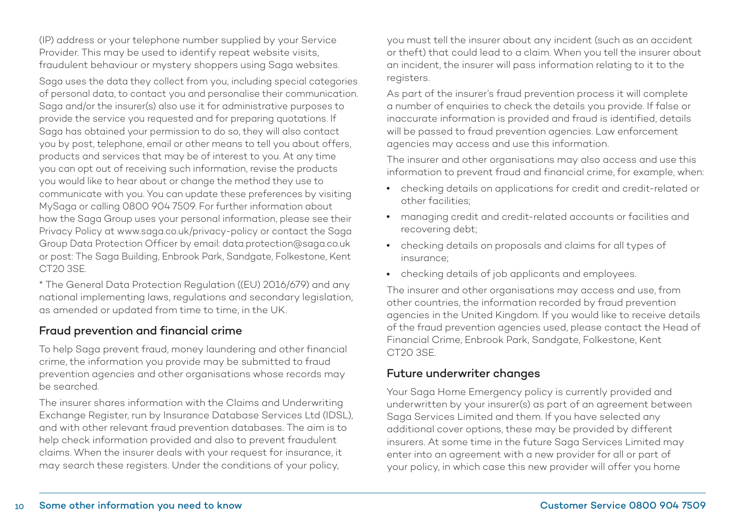(IP) address or your telephone number supplied by your Service Provider. This may be used to identify repeat website visits, fraudulent behaviour or mystery shoppers using Saga websites.

Saga uses the data they collect from you, including special categories of personal data, to contact you and personalise their communication. Saga and/or the insurer(s) also use it for administrative purposes to provide the service you requested and for preparing quotations. If Saga has obtained your permission to do so, they will also contact you by post, telephone, email or other means to tell you about offers, products and services that may be of interest to you. At any time you can opt out of receiving such information, revise the products you would like to hear about or change the method they use to communicate with you. You can update these preferences by visiting MySaga or calling 0800 904 7509. For further information about how the Saga Group uses your personal information, please see their Privacy Policy at www.saga.co.uk/privacy-policy or contact the Saga Group Data Protection Officer by email: data.protection@saga.co.uk or post: The Saga Building, Enbrook Park, Sandgate, Folkestone, Kent CT20 3SE.

* The General Data Protection Regulation ((EU) 2016/679) and any national implementing laws, regulations and secondary legislation, as amended or updated from time to time, in the UK.

## Fraud prevention and financial crime

To help Saga prevent fraud, money laundering and other financial crime, the information you provide may be submitted to fraud prevention agencies and other organisations whose records may be searched.

The insurer shares information with the Claims and Underwriting Exchange Register, run by Insurance Database Services Ltd (IDSL), and with other relevant fraud prevention databases. The aim is to help check information provided and also to prevent fraudulent claims. When the insurer deals with your request for insurance, it may search these registers. Under the conditions of your policy, you must tell the insurer about any incident (such as an accident or theft) that could lead to a claim. When you tell the insurer about an incident, the insurer will pass information relating to it to the registers.

As part of the insurer's fraud prevention process it will complete a number of enquiries to check the details you provide. If false or inaccurate information is provided and fraud is identified, details will be passed to fraud prevention agencies. Law enforcement agencies may access and use this information.

The insurer and other organisations may also access and use this information to prevent fraud and financial crime, for example, when:

- checking details on applications for credit and credit-related or other facilities;
- managing credit and credit-related accounts or facilities and recovering debt;
- checking details on proposals and claims for all types of insurance;
- checking details of job applicants and employees.

The insurer and other organisations may access and use, from other countries, the information recorded by fraud prevention agencies in the United Kingdom. If you would like to receive details of the fraud prevention agencies used, please contact the Head of Financial Crime, Enbrook Park, Sandgate, Folkestone, Kent CT20 3SE.

## Future underwriter changes

Your Saga Home Emergency policy is currently provided and underwritten by your insurer(s) as part of an agreement between Saga Services Limited and them. If you have selected any additional cover options, these may be provided by different insurers. At some time in the future Saga Services Limited may enter into an agreement with a new provider for all or part of your policy, in which case this new provider will offer you home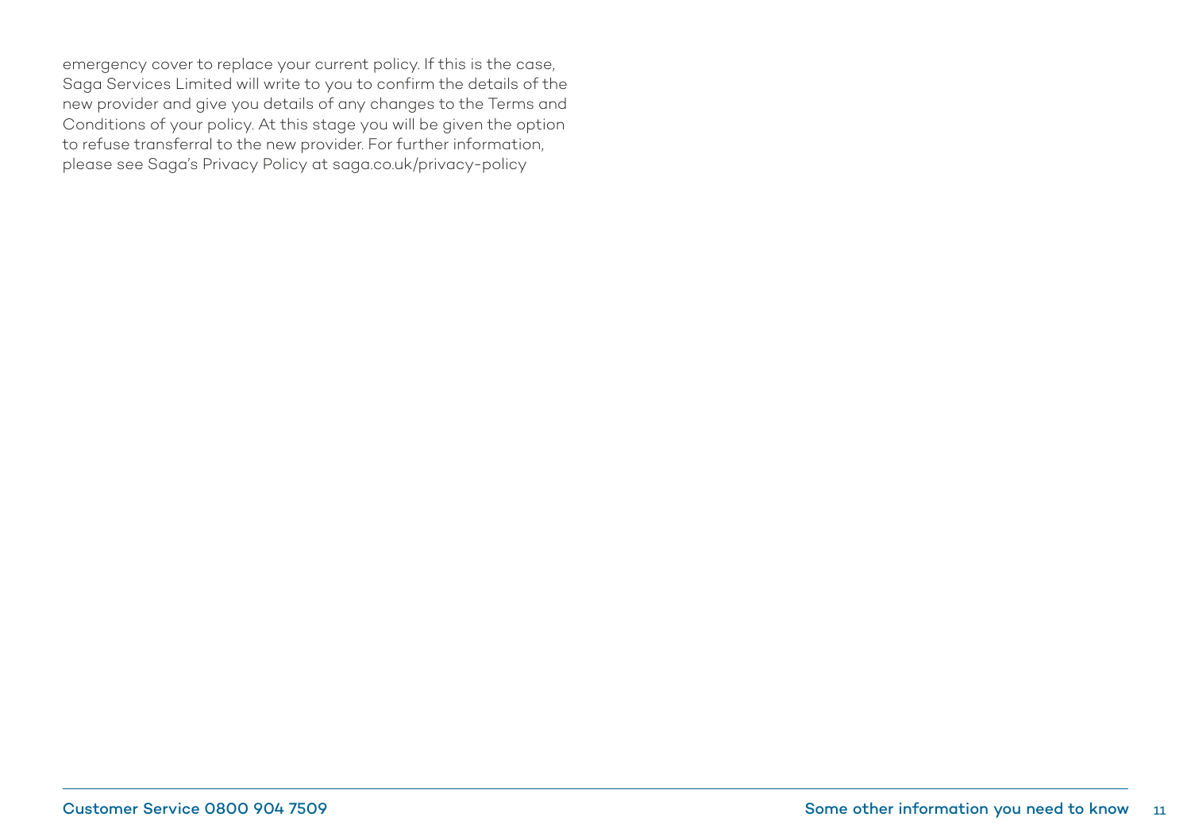emergency cover to replace your current policy. If this is the case, Saga Services Limited will write to you to confirm the details of the new provider and give you details of any changes to the Terms and Conditions of your policy. At this stage you will be given the option to refuse transferral to the new provider. For further information, please see Saga's Privacy Policy at saga.co.uk/privacy-policy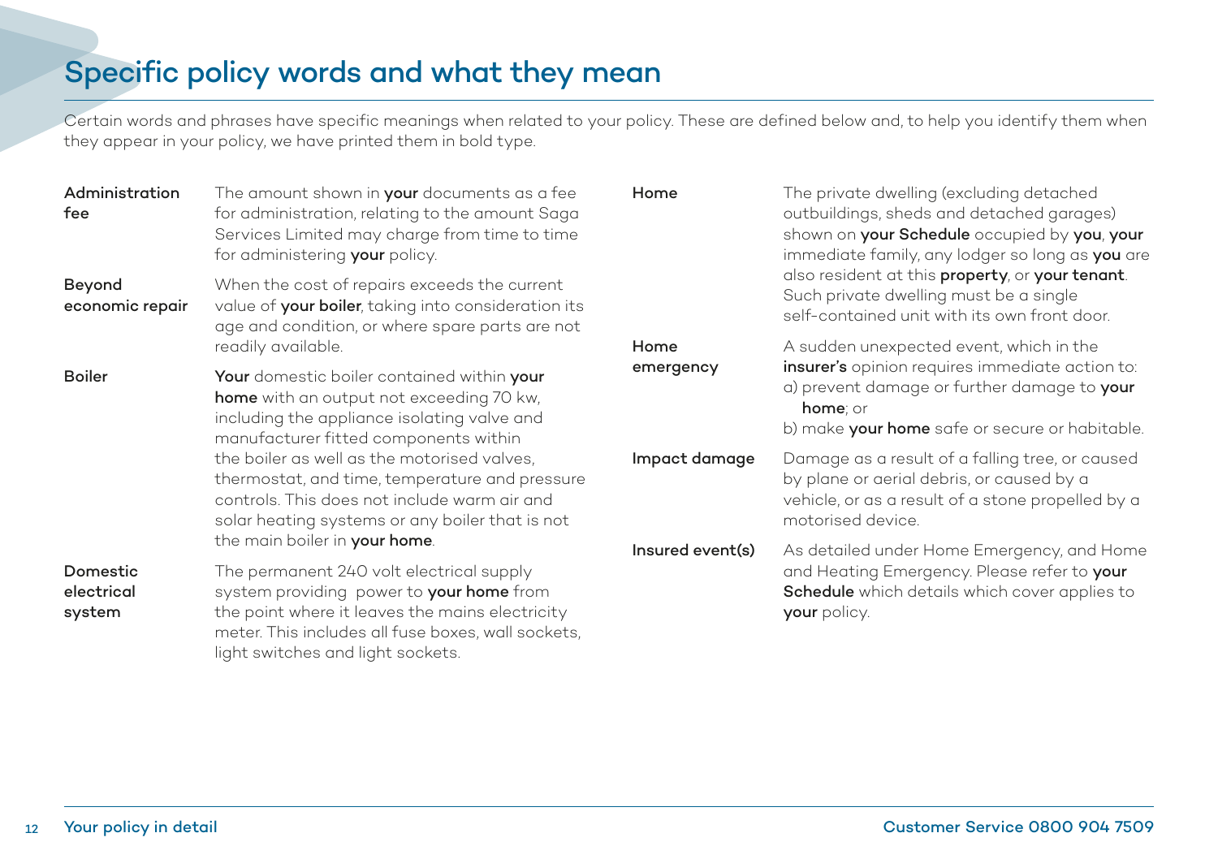# Specific policy words and what they mean

Certain words and phrases have specific meanings when related to your policy. These are defined below and, to help you identify them when they appear in your policy, we have printed them in bold type.

**Administration fee**
The amount shown in **your** documents as a fee for administration, relating to the amount Saga Services Limited may charge from time to time for administering **your** policy.

**Beyond economic repair**
When the cost of repairs exceeds the current value of **your boiler**, taking into consideration its age and condition, or where spare parts are not readily available.

**Boiler**
**Your** domestic boiler contained within **your home** with an output not exceeding 70 kw, including the appliance isolating valve and manufacturer fitted components within the boiler as well as the motorised valves, thermostat, and time, temperature and pressure controls. This does not include warm air and solar heating systems or any boiler that is not the main boiler in **your home**.

**Domestic electrical system**
The permanent 240 volt electrical supply system providing power to **your home** from the point where it leaves the mains electricity meter. This includes all fuse boxes, wall sockets, light switches and light sockets.

**Home**
The private dwelling (excluding detached outbuildings, sheds and detached garages) shown on **your Schedule** occupied by **you**, **your** immediate family, any lodger so long as **you** are also resident at this **property**, or **your tenant**. Such private dwelling must be a single self-contained unit with its own front door.

**Home emergency**
A sudden unexpected event, which in the **insurer's** opinion requires immediate action to:
a) prevent damage or further damage to **your home**; or
b) make **your home** safe or secure or habitable.

**Impact damage**
Damage as a result of a falling tree, or caused by plane or aerial debris, or caused by a vehicle, or as a result of a stone propelled by a motorised device.

**Insured event(s)**
As detailed under Home Emergency, and Home and Heating Emergency. Please refer to **your Schedule** which details which cover applies to **your** policy.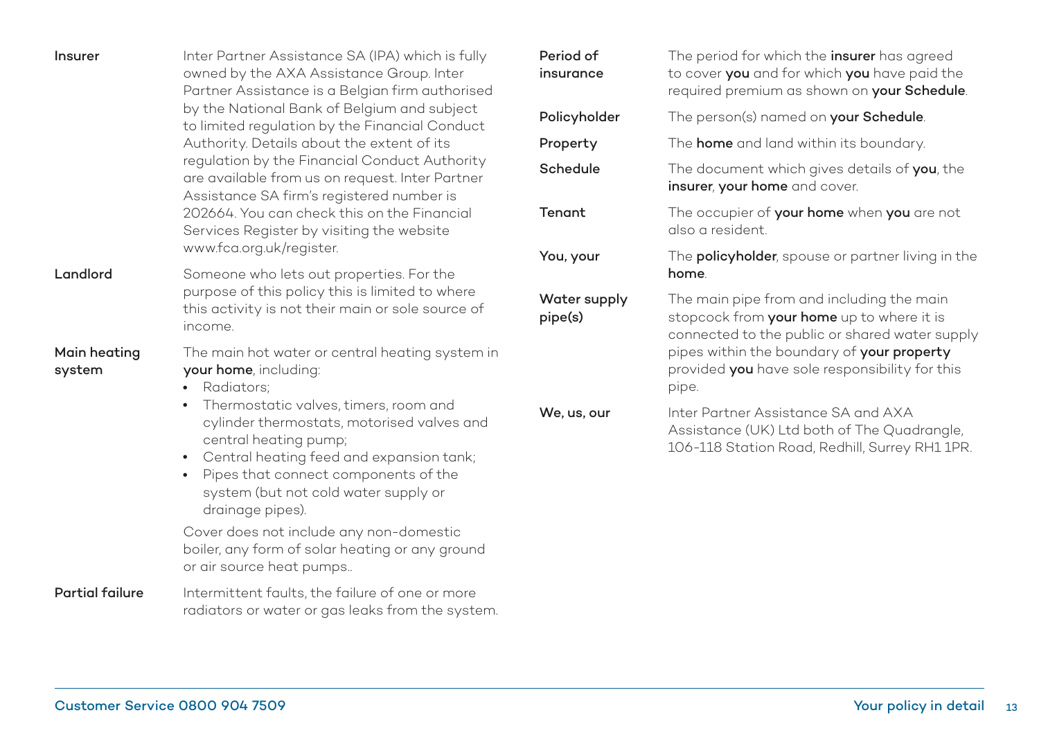**Insurer**
Inter Partner Assistance SA (IPA) which is fully owned by the AXA Assistance Group. Inter Partner Assistance is a Belgian firm authorised by the National Bank of Belgium and subject to limited regulation by the Financial Conduct Authority. Details about the extent of its regulation by the Financial Conduct Authority are available from us on request. Inter Partner Assistance SA firm's registered number is 202664. You can check this on the Financial Services Register by visiting the website www.fca.org.uk/register.

**Landlord**
Someone who lets out properties. For the purpose of this policy this is limited to where this activity is not their main or sole source of income.

**Main heating system**
The main hot water or central heating system in **your home**, including:

- Radiators;
- Thermostatic valves, timers, room and cylinder thermostats, motorised valves and central heating pump;
- Central heating feed and expansion tank;
- Pipes that connect components of the system (but not cold water supply or drainage pipes).

Cover does not include any non-domestic boiler, any form of solar heating or any ground or air source heat pumps..

**Partial failure**
Intermittent faults, the failure of one or more radiators or water or gas leaks from the system.

**Period of insurance**
The period for which the **insurer** has agreed to cover **you** and for which **you** have paid the required premium as shown on **your Schedule**.

**Policyholder**
The person(s) named on **your Schedule**.

**Property**
The **home** and land within its boundary.

**Schedule**
The document which gives details of **you**, the **insurer**, **your home** and cover.

**Tenant**
The occupier of **your home** when **you** are not also a resident.

**You, your**
The **policyholder**, spouse or partner living in the **home**.

**Water supply pipe(s)**
The main pipe from and including the main stopcock from **your home** up to where it is connected to the public or shared water supply pipes within the boundary of **your property** provided **you** have sole responsibility for this pipe.

**We, us, our**
Inter Partner Assistance SA and AXA Assistance (UK) Ltd both of The Quadrangle, 106-118 Station Road, Redhill, Surrey RH1 1PR.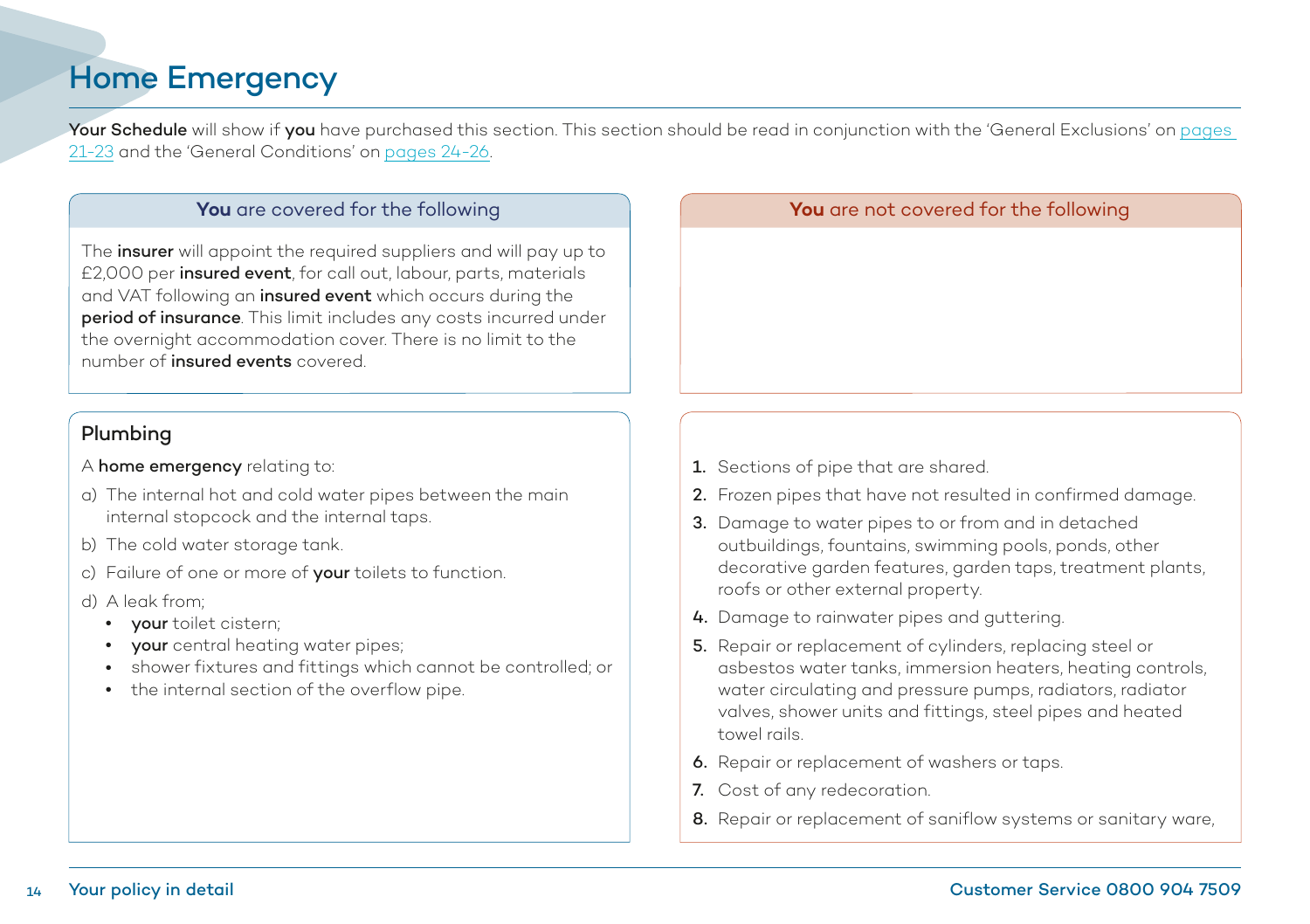# Home Emergency

**Your Schedule** will show if **you** have purchased this section. This section should be read in conjunction with the 'General Exclusions' on pages 21-23 and the 'General Conditions' on pages 24-26.

### **You** are covered for the following

The **insurer** will appoint the required suppliers and will pay up to £2,000 per **insured event**, for call out, labour, parts, materials and VAT following an **insured event** which occurs during the **period of insurance**. This limit includes any costs incurred under the overnight accommodation cover. There is no limit to the number of **insured events** covered.

### Plumbing

A **home emergency** relating to:

a) The internal hot and cold water pipes between the main internal stopcock and the internal taps.

b) The cold water storage tank.

c) Failure of one or more of **your** toilets to function.

d) A leak from;
- **your** toilet cistern;
- **your** central heating water pipes;
- shower fixtures and fittings which cannot be controlled; or
- the internal section of the overflow pipe.

### **You** are not covered for the following

1. Sections of pipe that are shared.
2. Frozen pipes that have not resulted in confirmed damage.
3. Damage to water pipes to or from and in detached outbuildings, fountains, swimming pools, ponds, other decorative garden features, garden taps, treatment plants, roofs or other external property.
4. Damage to rainwater pipes and guttering.
5. Repair or replacement of cylinders, replacing steel or asbestos water tanks, immersion heaters, heating controls, water circulating and pressure pumps, radiators, radiator valves, shower units and fittings, steel pipes and heated towel rails.
6. Repair or replacement of washers or taps.
7. Cost of any redecoration.
8. Repair or replacement of saniflow systems or sanitary ware,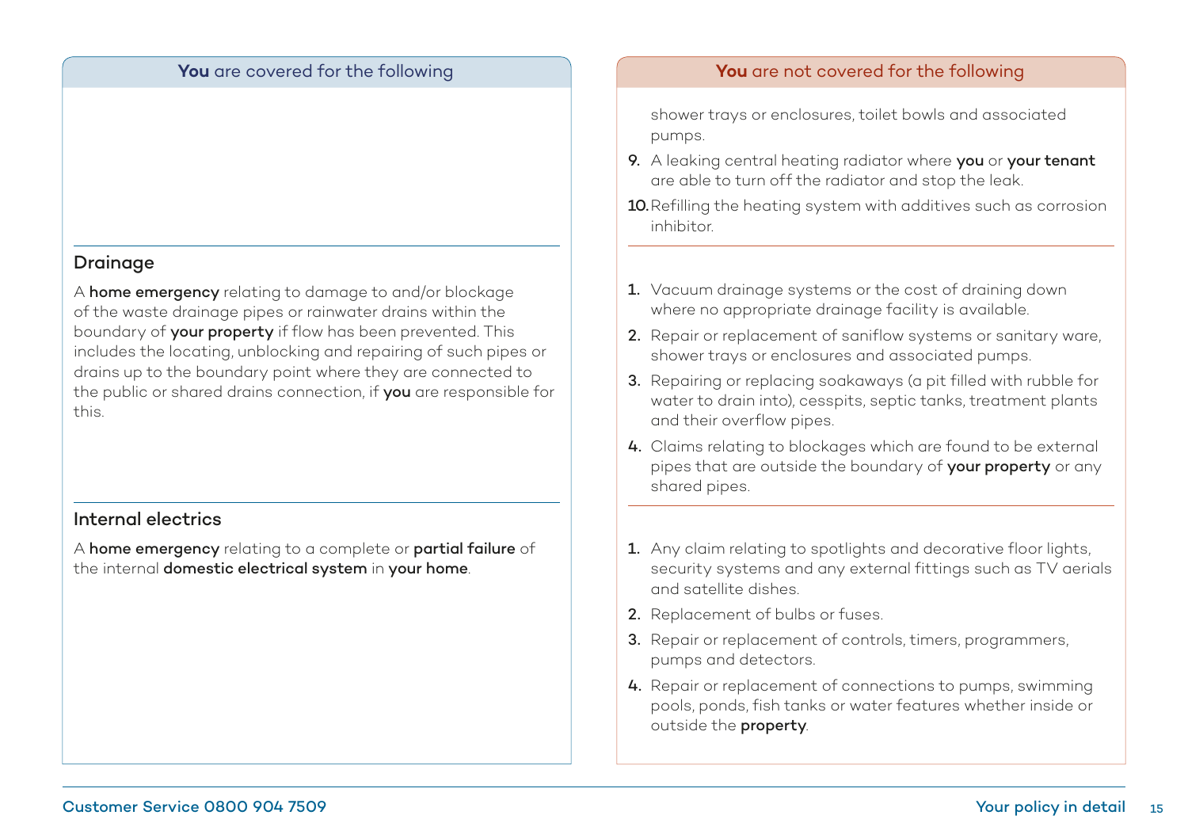| **You** are covered for the following | **You** are not covered for the following |
|---|---|
| | shower trays or enclosures, toilet bowls and associated pumps.<br>9. A leaking central heating radiator where **you** or **your tenant** are able to turn off the radiator and stop the leak.<br>10. Refilling the heating system with additives such as corrosion inhibitor. |
| **Drainage**<br>A **home emergency** relating to damage to and/or blockage of the waste drainage pipes or rainwater drains within the boundary of **your property** if flow has been prevented. This includes the locating, unblocking and repairing of such pipes or drains up to the boundary point where they are connected to the public or shared drains connection, if **you** are responsible for this. | 1. Vacuum drainage systems or the cost of draining down where no appropriate drainage facility is available.<br>2. Repair or replacement of saniflow systems or sanitary ware, shower trays or enclosures and associated pumps.<br>3. Repairing or replacing soakaways (a pit filled with rubble for water to drain into), cesspits, septic tanks, treatment plants and their overflow pipes.<br>4. Claims relating to blockages which are found to be external pipes that are outside the boundary of **your property** or any shared pipes. |
| **Internal electrics**<br>A **home emergency** relating to a complete or **partial failure** of the internal **domestic electrical system** in **your home**. | 1. Any claim relating to spotlights and decorative floor lights, security systems and any external fittings such as TV aerials and satellite dishes.<br>2. Replacement of bulbs or fuses.<br>3. Repair or replacement of controls, timers, programmers, pumps and detectors.<br>4. Repair or replacement of connections to pumps, swimming pools, ponds, fish tanks or water features whether inside or outside the **property**. |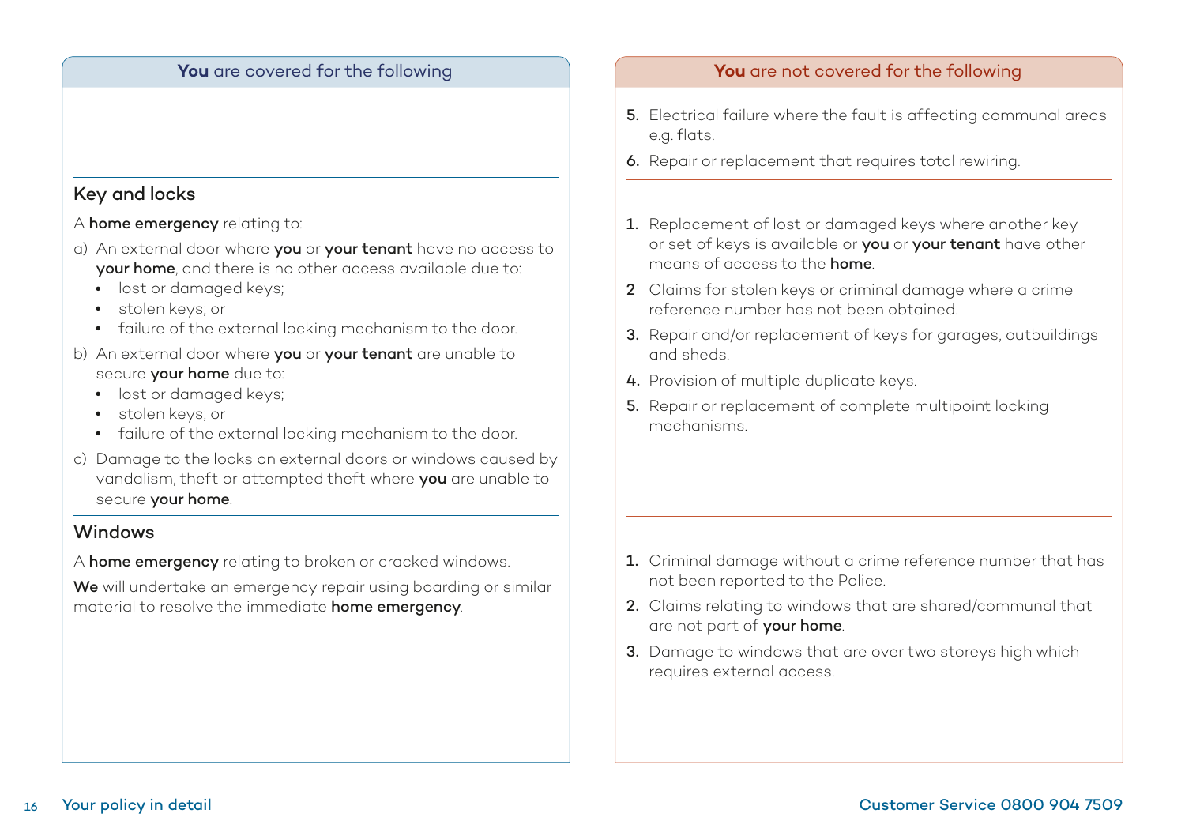| **You** are covered for the following | **You** are not covered for the following |
|---|---|
| | 5. Electrical failure where the fault is affecting communal areas e.g. flats.<br>6. Repair or replacement that requires total rewiring. |
| **Key and locks**<br>A **home emergency** relating to:<br>a) An external door where **you** or **your tenant** have no access to **your home**, and there is no other access available due to:<br>• lost or damaged keys;<br>• stolen keys; or<br>• failure of the external locking mechanism to the door.<br>b) An external door where **you** or **your tenant** are unable to secure **your home** due to:<br>• lost or damaged keys;<br>• stolen keys; or<br>• failure of the external locking mechanism to the door.<br>c) Damage to the locks on external doors or windows caused by vandalism, theft or attempted theft where **you** are unable to secure **your home**. | 1. Replacement of lost or damaged keys where another key or set of keys is available or **you** or **your tenant** have other means of access to the **home**.<br>2 Claims for stolen keys or criminal damage where a crime reference number has not been obtained.<br>3. Repair and/or replacement of keys for garages, outbuildings and sheds.<br>4. Provision of multiple duplicate keys.<br>5. Repair or replacement of complete multipoint locking mechanisms. |
| **Windows**<br>A **home emergency** relating to broken or cracked windows.<br>**We** will undertake an emergency repair using boarding or similar material to resolve the immediate **home emergency**. | 1. Criminal damage without a crime reference number that has not been reported to the Police.<br>2. Claims relating to windows that are shared/communal that are not part of **your home**.<br>3. Damage to windows that are over two storeys high which requires external access. |

Your policy in detail

Customer Service 0800 904 7509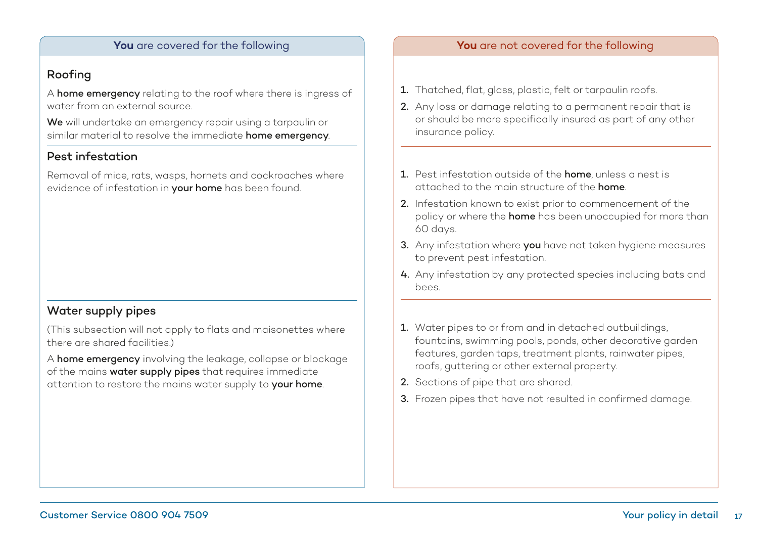| **You** are covered for the following | **You** are not covered for the following |
|---|---|
| **Roofing**<br><br>A **home emergency** relating to the roof where there is ingress of water from an external source.<br><br>**We** will undertake an emergency repair using a tarpaulin or similar material to resolve the immediate **home emergency**. | 1. Thatched, flat, glass, plastic, felt or tarpaulin roofs.<br>2. Any loss or damage relating to a permanent repair that is or should be more specifically insured as part of any other insurance policy. |
| **Pest infestation**<br><br>Removal of mice, rats, wasps, hornets and cockroaches where evidence of infestation in **your home** has been found. | 1. Pest infestation outside of the **home**, unless a nest is attached to the main structure of the **home**.<br>2. Infestation known to exist prior to commencement of the policy or where the **home** has been unoccupied for more than 60 days.<br>3. Any infestation where **you** have not taken hygiene measures to prevent pest infestation.<br>4. Any infestation by any protected species including bats and bees. |
| **Water supply pipes**<br><br>(This subsection will not apply to flats and maisonettes where there are shared facilities.)<br><br>A **home emergency** involving the leakage, collapse or blockage of the mains **water supply pipes** that requires immediate attention to restore the mains water supply to **your home**. | 1. Water pipes to or from and in detached outbuildings, fountains, swimming pools, ponds, other decorative garden features, garden taps, treatment plants, rainwater pipes, roofs, guttering or other external property.<br>2. Sections of pipe that are shared.<br>3. Frozen pipes that have not resulted in confirmed damage. |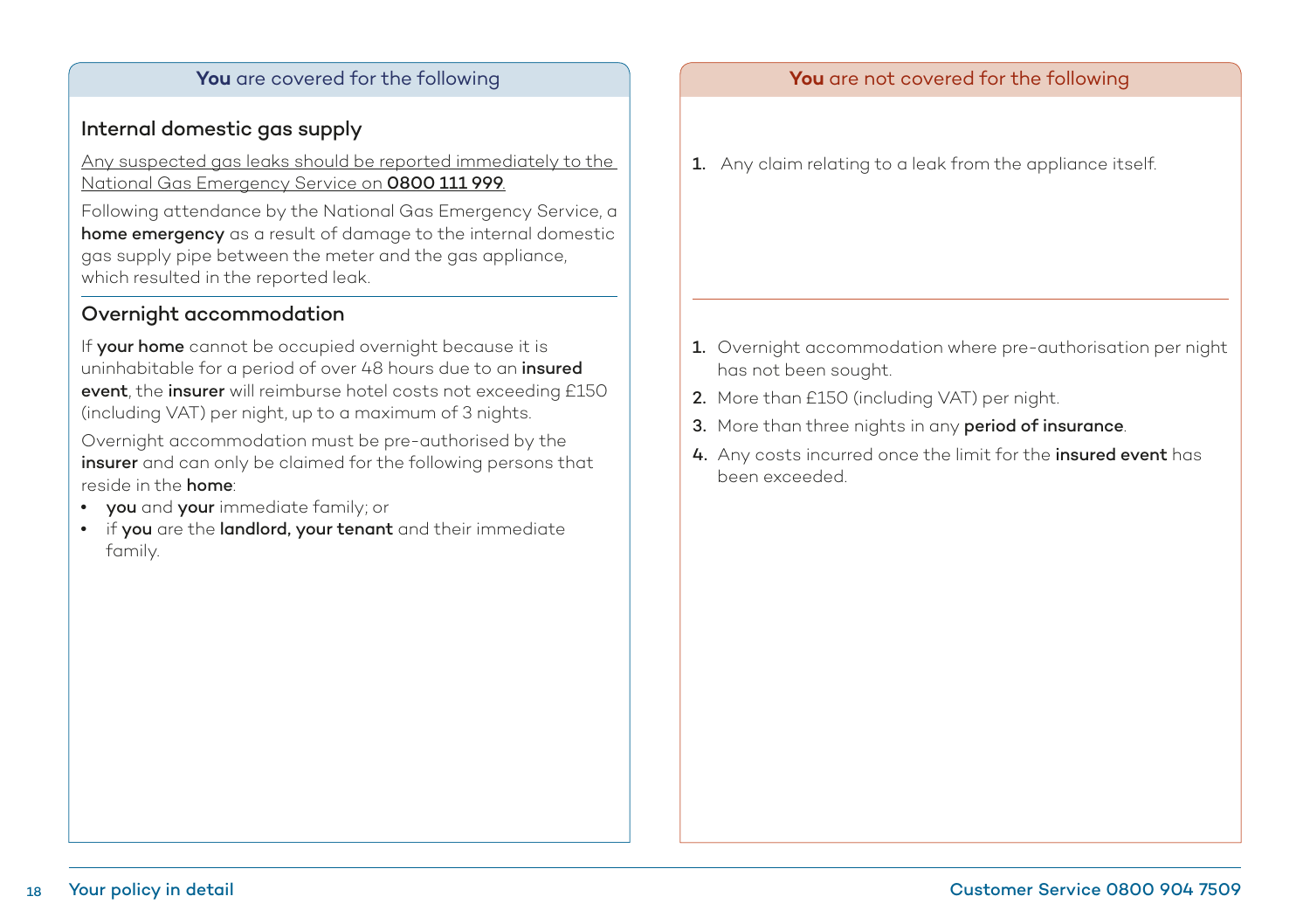**You** are covered for the following

### Internal domestic gas supply

Any suspected gas leaks should be reported immediately to the National Gas Emergency Service on **0800 111 999**.

Following attendance by the National Gas Emergency Service, a **home emergency** as a result of damage to the internal domestic gas supply pipe between the meter and the gas appliance, which resulted in the reported leak.

**You** are not covered for the following

1. Any claim relating to a leak from the appliance itself.

---

**You** are covered for the following

### Overnight accommodation

If **your home** cannot be occupied overnight because it is uninhabitable for a period of over 48 hours due to an **insured event**, the **insurer** will reimburse hotel costs not exceeding £150 (including VAT) per night, up to a maximum of 3 nights.

Overnight accommodation must be pre-authorised by the **insurer** and can only be claimed for the following persons that reside in the **home**:

- **you** and **your** immediate family; or
- if **you** are the **landlord, your tenant** and their immediate family.

**You** are not covered for the following

1. Overnight accommodation where pre-authorisation per night has not been sought.
2. More than £150 (including VAT) per night.
3. More than three nights in any **period of insurance**.
4. Any costs incurred once the limit for the **insured event** has been exceeded.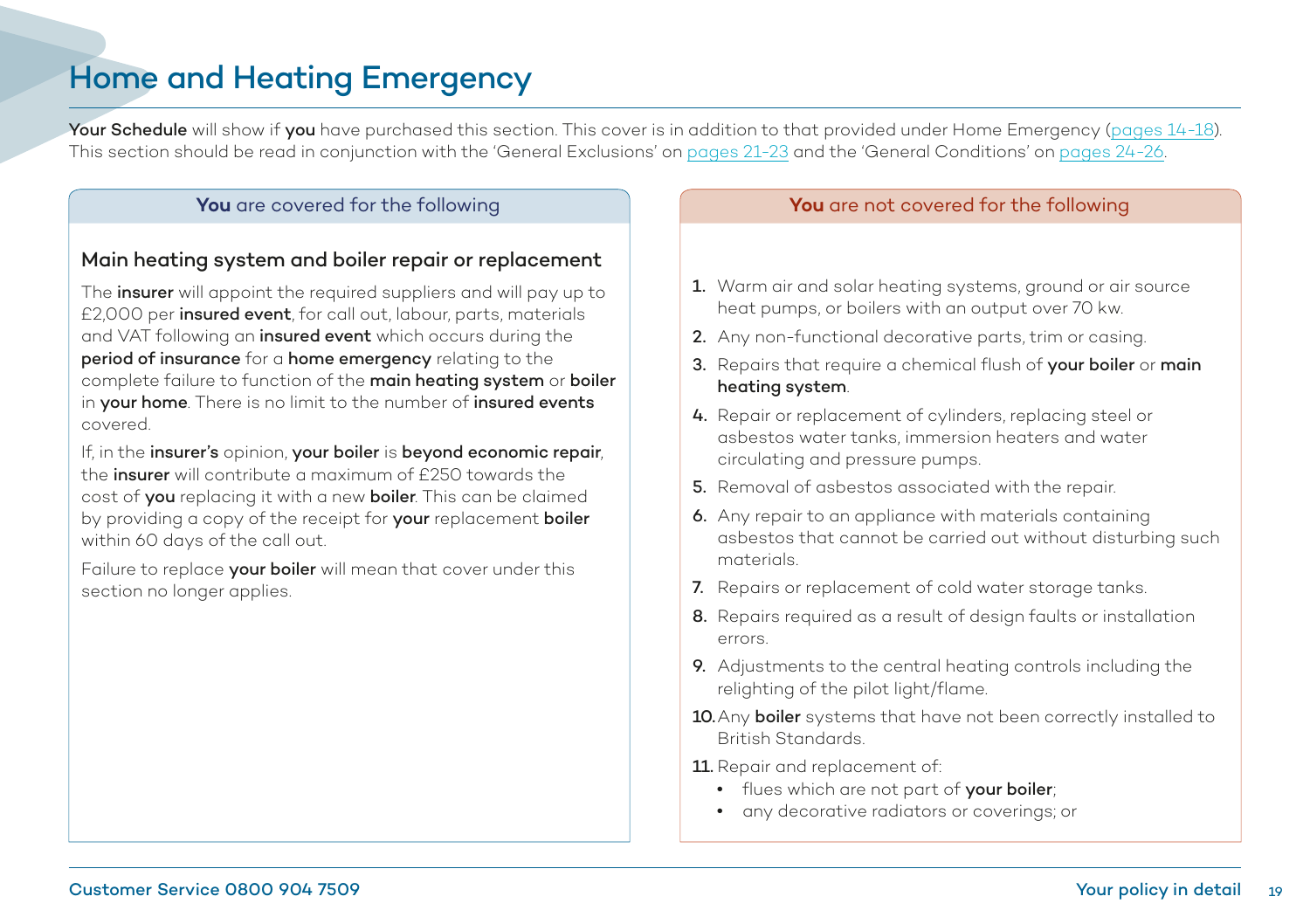# Home and Heating Emergency

**Your Schedule** will show if **you** have purchased this section. This cover is in addition to that provided under Home Emergency (pages 14-18). This section should be read in conjunction with the 'General Exclusions' on pages 21-23 and the 'General Conditions' on pages 24-26.

### **You** are covered for the following

#### Main heating system and boiler repair or replacement

The **insurer** will appoint the required suppliers and will pay up to £2,000 per **insured event**, for call out, labour, parts, materials and VAT following an **insured event** which occurs during the **period of insurance** for a **home emergency** relating to the complete failure to function of the **main heating system** or **boiler** in **your home**. There is no limit to the number of **insured events** covered.

If, in the **insurer's** opinion, **your boiler** is **beyond economic repair**, the **insurer** will contribute a maximum of £250 towards the cost of **you** replacing it with a new **boiler**. This can be claimed by providing a copy of the receipt for **your** replacement **boiler** within 60 days of the call out.

Failure to replace **your boiler** will mean that cover under this section no longer applies.

### **You** are not covered for the following

1. Warm air and solar heating systems, ground or air source heat pumps, or boilers with an output over 70 kw.
2. Any non-functional decorative parts, trim or casing.
3. Repairs that require a chemical flush of **your boiler** or **main heating system**.
4. Repair or replacement of cylinders, replacing steel or asbestos water tanks, immersion heaters and water circulating and pressure pumps.
5. Removal of asbestos associated with the repair.
6. Any repair to an appliance with materials containing asbestos that cannot be carried out without disturbing such materials.
7. Repairs or replacement of cold water storage tanks.
8. Repairs required as a result of design faults or installation errors.
9. Adjustments to the central heating controls including the relighting of the pilot light/flame.
10. Any **boiler** systems that have not been correctly installed to British Standards.
11. Repair and replacement of:
    - flues which are not part of **your boiler**;
    - any decorative radiators or coverings; or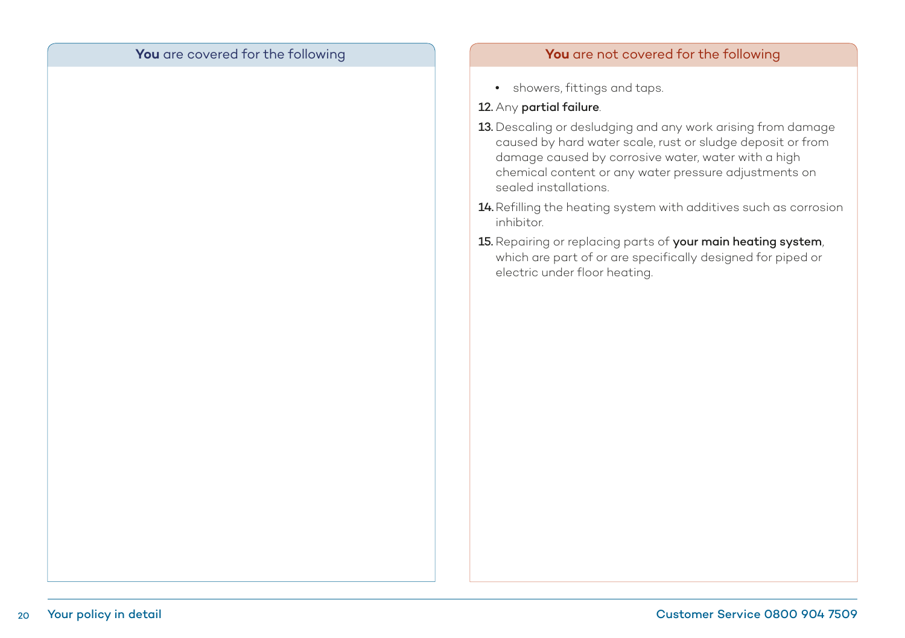## **You** are covered for the following

## **You** are not covered for the following

- showers, fittings and taps.

12. Any **partial failure**.

13. Descaling or desludging and any work arising from damage caused by hard water scale, rust or sludge deposit or from damage caused by corrosive water, water with a high chemical content or any water pressure adjustments on sealed installations.

14. Refilling the heating system with additives such as corrosion inhibitor.

15. Repairing or replacing parts of **your main heating system**, which are part of or are specifically designed for piped or electric under floor heating.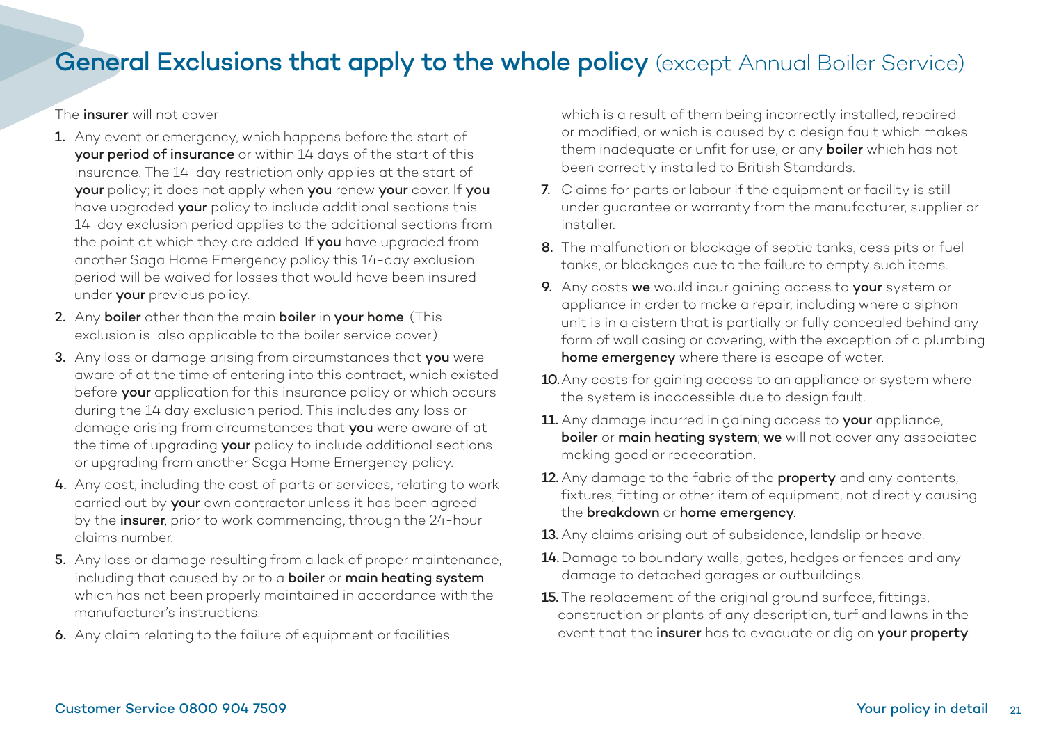# General Exclusions that apply to the whole policy (except Annual Boiler Service)

The **insurer** will not cover

1. Any event or emergency, which happens before the start of **your period of insurance** or within 14 days of the start of this insurance. The 14-day restriction only applies at the start of **your** policy; it does not apply when **you** renew **your** cover. If **you** have upgraded **your** policy to include additional sections this 14-day exclusion period applies to the additional sections from the point at which they are added. If **you** have upgraded from another Saga Home Emergency policy this 14-day exclusion period will be waived for losses that would have been insured under **your** previous policy.
2. Any **boiler** other than the main **boiler** in **your home**. (This exclusion is also applicable to the boiler service cover.)
3. Any loss or damage arising from circumstances that **you** were aware of at the time of entering into this contract, which existed before **your** application for this insurance policy or which occurs during the 14 day exclusion period. This includes any loss or damage arising from circumstances that **you** were aware of at the time of upgrading **your** policy to include additional sections or upgrading from another Saga Home Emergency policy.
4. Any cost, including the cost of parts or services, relating to work carried out by **your** own contractor unless it has been agreed by the **insurer**, prior to work commencing, through the 24-hour claims number.
5. Any loss or damage resulting from a lack of proper maintenance, including that caused by or to a **boiler** or **main heating system** which has not been properly maintained in accordance with the manufacturer's instructions.
6. Any claim relating to the failure of equipment or facilities which is a result of them being incorrectly installed, repaired or modified, or which is caused by a design fault which makes them inadequate or unfit for use, or any **boiler** which has not been correctly installed to British Standards.
7. Claims for parts or labour if the equipment or facility is still under guarantee or warranty from the manufacturer, supplier or installer.
8. The malfunction or blockage of septic tanks, cess pits or fuel tanks, or blockages due to the failure to empty such items.
9. Any costs **we** would incur gaining access to **your** system or appliance in order to make a repair, including where a siphon unit is in a cistern that is partially or fully concealed behind any form of wall casing or covering, with the exception of a plumbing **home emergency** where there is escape of water.
10. Any costs for gaining access to an appliance or system where the system is inaccessible due to design fault.
11. Any damage incurred in gaining access to **your** appliance, **boiler** or **main heating system**; **we** will not cover any associated making good or redecoration.
12. Any damage to the fabric of the **property** and any contents, fixtures, fitting or other item of equipment, not directly causing the **breakdown** or **home emergency**.
13. Any claims arising out of subsidence, landslip or heave.
14. Damage to boundary walls, gates, hedges or fences and any damage to detached garages or outbuildings.
15. The replacement of the original ground surface, fittings, construction or plants of any description, turf and lawns in the event that the **insurer** has to evacuate or dig on **your property**.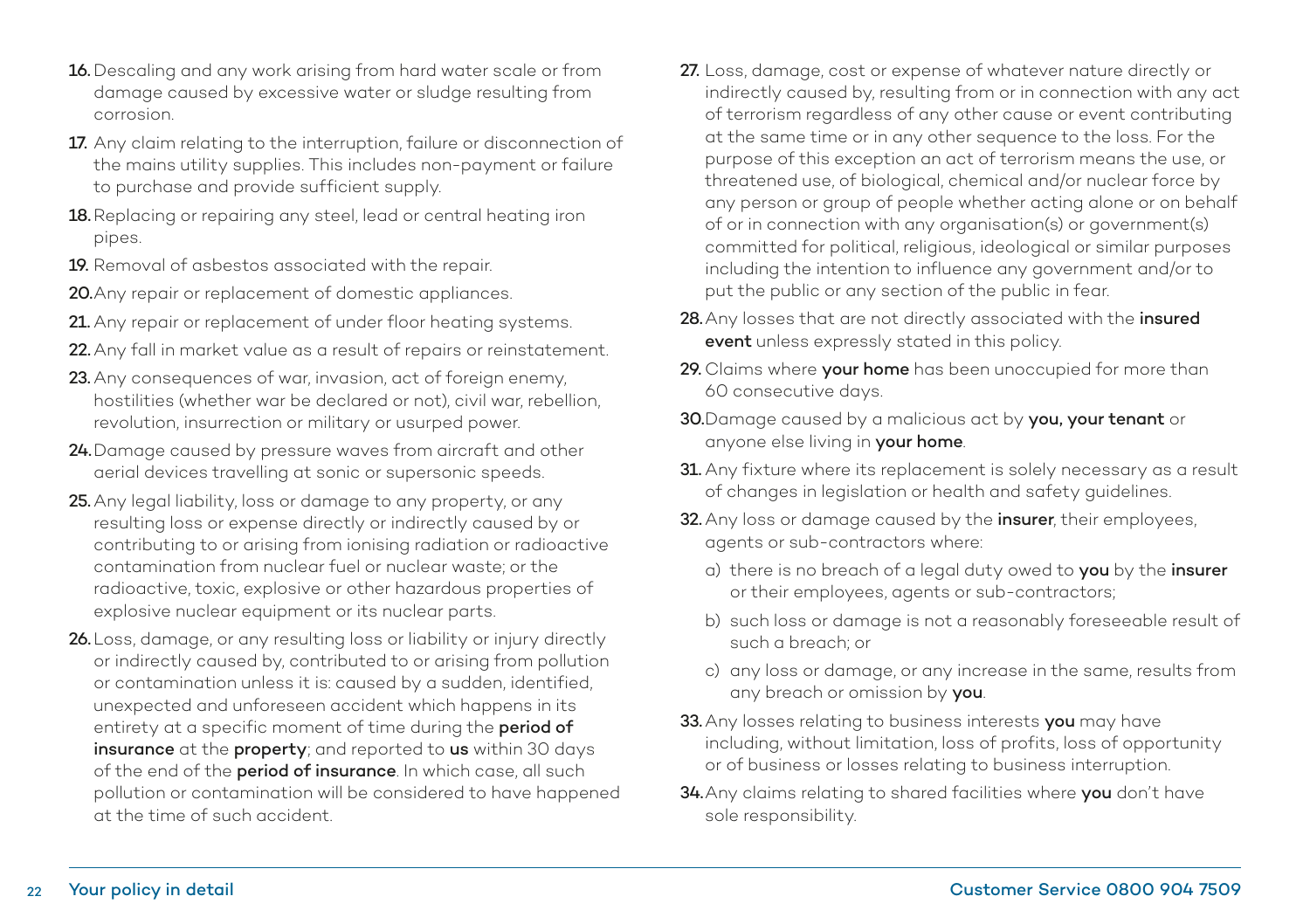16. Descaling and any work arising from hard water scale or from damage caused by excessive water or sludge resulting from corrosion.

17. Any claim relating to the interruption, failure or disconnection of the mains utility supplies. This includes non-payment or failure to purchase and provide sufficient supply.

18. Replacing or repairing any steel, lead or central heating iron pipes.

19. Removal of asbestos associated with the repair.

20. Any repair or replacement of domestic appliances.

21. Any repair or replacement of under floor heating systems.

22. Any fall in market value as a result of repairs or reinstatement.

23. Any consequences of war, invasion, act of foreign enemy, hostilities (whether war be declared or not), civil war, rebellion, revolution, insurrection or military or usurped power.

24. Damage caused by pressure waves from aircraft and other aerial devices travelling at sonic or supersonic speeds.

25. Any legal liability, loss or damage to any property, or any resulting loss or expense directly or indirectly caused by or contributing to or arising from ionising radiation or radioactive contamination from nuclear fuel or nuclear waste; or the radioactive, toxic, explosive or other hazardous properties of explosive nuclear equipment or its nuclear parts.

26. Loss, damage, or any resulting loss or liability or injury directly or indirectly caused by, contributed to or arising from pollution or contamination unless it is: caused by a sudden, identified, unexpected and unforeseen accident which happens in its entirety at a specific moment of time during the **period of insurance** at the **property**; and reported to **us** within 30 days of the end of the **period of insurance**. In which case, all such pollution or contamination will be considered to have happened at the time of such accident.

27. Loss, damage, cost or expense of whatever nature directly or indirectly caused by, resulting from or in connection with any act of terrorism regardless of any other cause or event contributing at the same time or in any other sequence to the loss. For the purpose of this exception an act of terrorism means the use, or threatened use, of biological, chemical and/or nuclear force by any person or group of people whether acting alone or on behalf of or in connection with any organisation(s) or government(s) committed for political, religious, ideological or similar purposes including the intention to influence any government and/or to put the public or any section of the public in fear.

28. Any losses that are not directly associated with the **insured event** unless expressly stated in this policy.

29. Claims where **your home** has been unoccupied for more than 60 consecutive days.

30. Damage caused by a malicious act by **you, your tenant** or anyone else living in **your home**.

31. Any fixture where its replacement is solely necessary as a result of changes in legislation or health and safety guidelines.

32. Any loss or damage caused by the **insurer**, their employees, agents or sub-contractors where:

    a) there is no breach of a legal duty owed to **you** by the **insurer** or their employees, agents or sub-contractors;

    b) such loss or damage is not a reasonably foreseeable result of such a breach; or

    c) any loss or damage, or any increase in the same, results from any breach or omission by **you**.

33. Any losses relating to business interests **you** may have including, without limitation, loss of profits, loss of opportunity or of business or losses relating to business interruption.

34. Any claims relating to shared facilities where **you** don't have sole responsibility.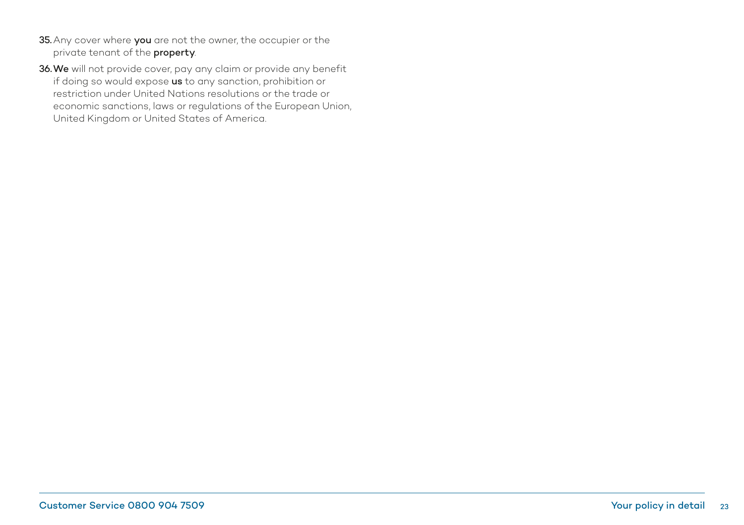35. Any cover where **you** are not the owner, the occupier or the private tenant of the **property**.

36. **We** will not provide cover, pay any claim or provide any benefit if doing so would expose **us** to any sanction, prohibition or restriction under United Nations resolutions or the trade or economic sanctions, laws or regulations of the European Union, United Kingdom or United States of America.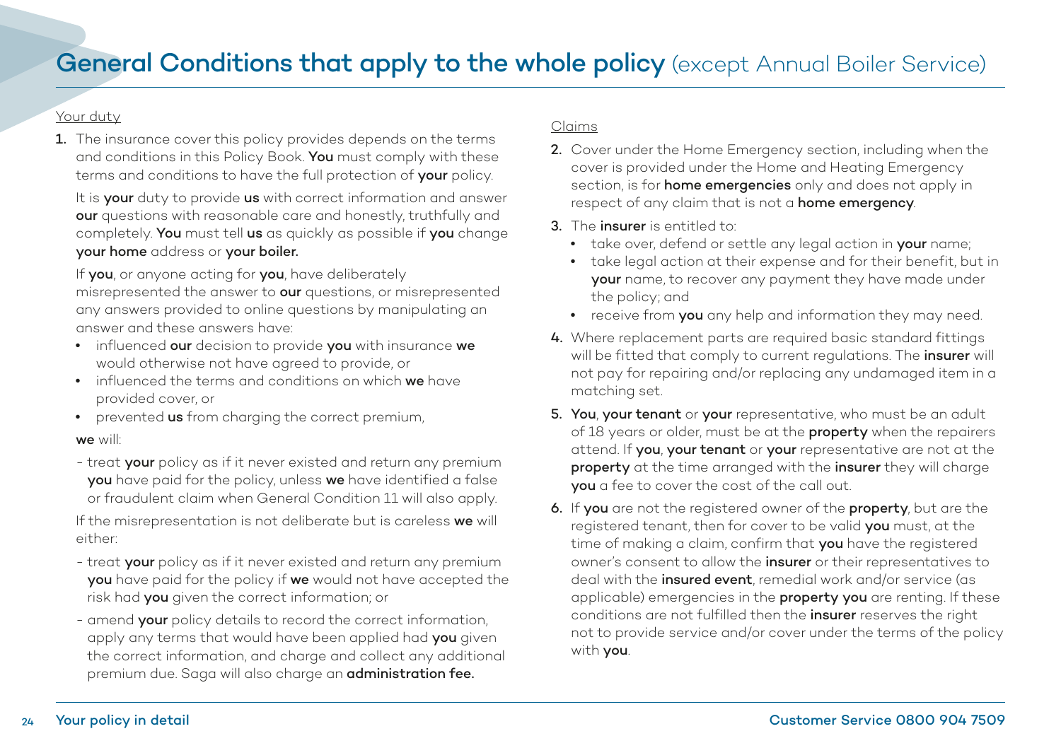# General Conditions that apply to the whole policy (except Annual Boiler Service)

Your duty

1. The insurance cover this policy provides depends on the terms and conditions in this Policy Book. **You** must comply with these terms and conditions to have the full protection of **your** policy.

   It is **your** duty to provide **us** with correct information and answer **our** questions with reasonable care and honestly, truthfully and completely. **You** must tell **us** as quickly as possible if **you** change **your home** address or **your boiler.**

   If **you**, or anyone acting for **you**, have deliberately misrepresented the answer to **our** questions, or misrepresented any answers provided to online questions by manipulating an answer and these answers have:

   - influenced **our** decision to provide **you** with insurance **we** would otherwise not have agreed to provide, or
   - influenced the terms and conditions on which **we** have provided cover, or
   - prevented **us** from charging the correct premium,

   **we** will:

   - treat **your** policy as if it never existed and return any premium **you** have paid for the policy, unless **we** have identified a false or fraudulent claim when General Condition 11 will also apply.

   If the misrepresentation is not deliberate but is careless **we** will either:

   - treat **your** policy as if it never existed and return any premium **you** have paid for the policy if **we** would not have accepted the risk had **you** given the correct information; or
   - amend **your** policy details to record the correct information, apply any terms that would have been applied had **you** given the correct information, and charge and collect any additional premium due. Saga will also charge an **administration fee.**

Claims

2. Cover under the Home Emergency section, including when the cover is provided under the Home and Heating Emergency section, is for **home emergencies** only and does not apply in respect of any claim that is not a **home emergency**.
3. The **insurer** is entitled to:
   - take over, defend or settle any legal action in **your** name;
   - take legal action at their expense and for their benefit, but in **your** name, to recover any payment they have made under the policy; and
   - receive from **you** any help and information they may need.
4. Where replacement parts are required basic standard fittings will be fitted that comply to current regulations. The **insurer** will not pay for repairing and/or replacing any undamaged item in a matching set.
5. **You**, **your tenant** or **your** representative, who must be an adult of 18 years or older, must be at the **property** when the repairers attend. If **you**, **your tenant** or **your** representative are not at the **property** at the time arranged with the **insurer** they will charge **you** a fee to cover the cost of the call out.
6. If **you** are not the registered owner of the **property**, but are the registered tenant, then for cover to be valid **you** must, at the time of making a claim, confirm that **you** have the registered owner's consent to allow the **insurer** or their representatives to deal with the **insured event**, remedial work and/or service (as applicable) emergencies in the **property you** are renting. If these conditions are not fulfilled then the **insurer** reserves the right not to provide service and/or cover under the terms of the policy with **you**.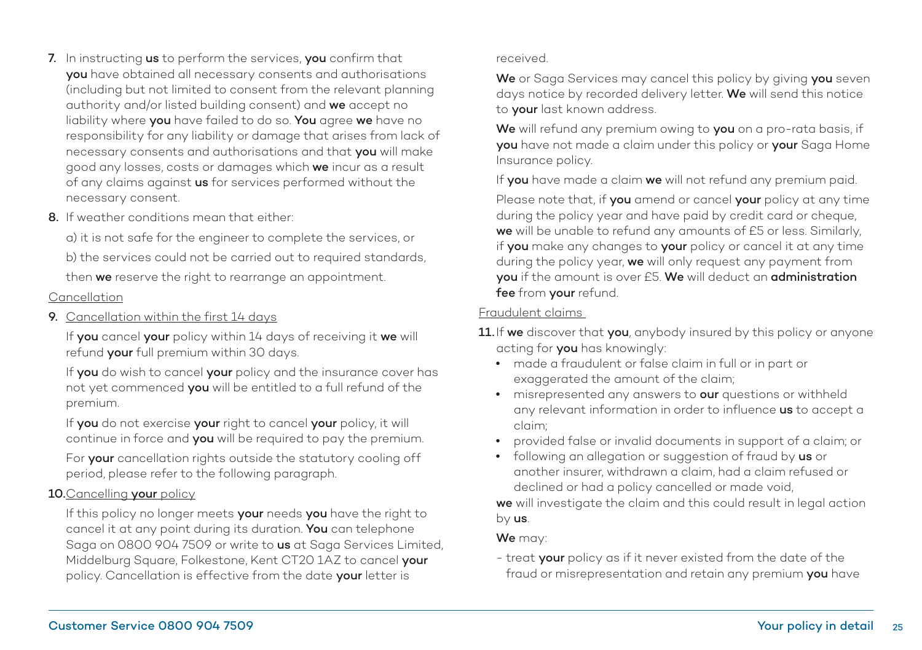7. In instructing **us** to perform the services, **you** confirm that **you** have obtained all necessary consents and authorisations (including but not limited to consent from the relevant planning authority and/or listed building consent) and **we** accept no liability where **you** have failed to do so. **You** agree **we** have no responsibility for any liability or damage that arises from lack of necessary consents and authorisations and that **you** will make good any losses, costs or damages which **we** incur as a result of any claims against **us** for services performed without the necessary consent.

8. If weather conditions mean that either:

   a) it is not safe for the engineer to complete the services, or

   b) the services could not be carried out to required standards,

   then **we** reserve the right to rearrange an appointment.

Cancellation

9. Cancellation within the first 14 days

   If **you** cancel **your** policy within 14 days of receiving it **we** will refund **your** full premium within 30 days.

   If **you** do wish to cancel **your** policy and the insurance cover has not yet commenced **you** will be entitled to a full refund of the premium.

   If **you** do not exercise **your** right to cancel **your** policy, it will continue in force and **you** will be required to pay the premium.

   For **your** cancellation rights outside the statutory cooling off period, please refer to the following paragraph.

10. Cancelling **your** policy

    If this policy no longer meets **your** needs **you** have the right to cancel it at any point during its duration. **You** can telephone Saga on 0800 904 7509 or write to **us** at Saga Services Limited, Middelburg Square, Folkestone, Kent CT20 1AZ to cancel **your** policy. Cancellation is effective from the date **your** letter is received.

    **We** or Saga Services may cancel this policy by giving **you** seven days notice by recorded delivery letter. **We** will send this notice to **your** last known address.

    **We** will refund any premium owing to **you** on a pro-rata basis, if **you** have not made a claim under this policy or **your** Saga Home Insurance policy.

    If **you** have made a claim **we** will not refund any premium paid.

    Please note that, if **you** amend or cancel **your** policy at any time during the policy year and have paid by credit card or cheque, **we** will be unable to refund any amounts of £5 or less. Similarly, if **you** make any changes to **your** policy or cancel it at any time during the policy year, **we** will only request any payment from **you** if the amount is over £5. **We** will deduct an **administration fee** from **your** refund.

Fraudulent claims

11. If **we** discover that **you**, anybody insured by this policy or anyone acting for **you** has knowingly:
    - made a fraudulent or false claim in full or in part or exaggerated the amount of the claim;
    - misrepresented any answers to **our** questions or withheld any relevant information in order to influence **us** to accept a claim;
    - provided false or invalid documents in support of a claim; or
    - following an allegation or suggestion of fraud by **us** or another insurer, withdrawn a claim, had a claim refused or declined or had a policy cancelled or made void,

    **we** will investigate the claim and this could result in legal action by **us**.

    **We** may:

    - treat **your** policy as if it never existed from the date of the fraud or misrepresentation and retain any premium **you** have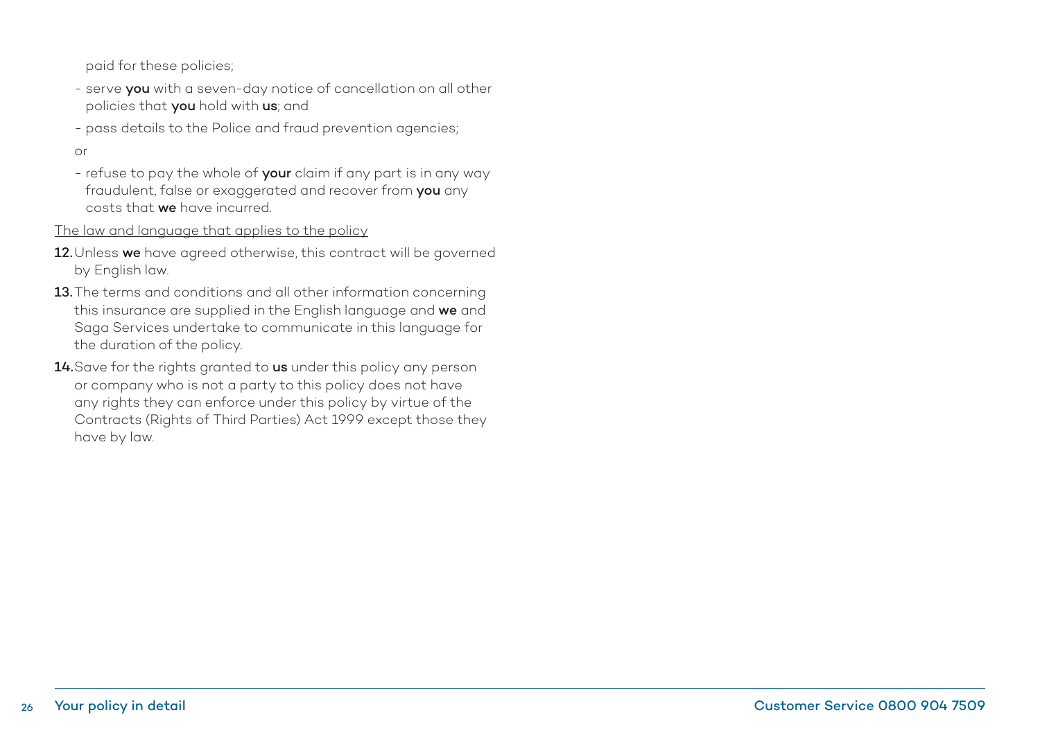paid for these policies;

- serve **you** with a seven-day notice of cancellation on all other policies that **you** hold with **us**; and
- pass details to the Police and fraud prevention agencies;

or

- refuse to pay the whole of **your** claim if any part is in any way fraudulent, false or exaggerated and recover from **you** any costs that **we** have incurred.

<u>The law and language that applies to the policy</u>

**12.** Unless **we** have agreed otherwise, this contract will be governed by English law.

**13.** The terms and conditions and all other information concerning this insurance are supplied in the English language and **we** and Saga Services undertake to communicate in this language for the duration of the policy.

**14.** Save for the rights granted to **us** under this policy any person or company who is not a party to this policy does not have any rights they can enforce under this policy by virtue of the Contracts (Rights of Third Parties) Act 1999 except those they have by law.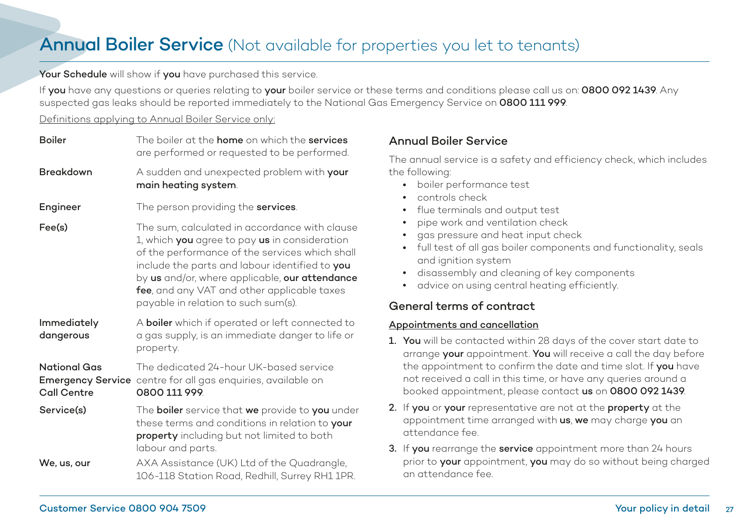# Annual Boiler Service (Not available for properties you let to tenants)

**Your Schedule** will show if **you** have purchased this service.

If **you** have any questions or queries relating to **your** boiler service or these terms and conditions please call us on: **0800 092 1439**. Any suspected gas leaks should be reported immediately to the National Gas Emergency Service on **0800 111 999**.

Definitions applying to Annual Boiler Service only:

| | |
|---|---|
| **Boiler** | The boiler at the **home** on which the **services** are performed or requested to be performed. |
| **Breakdown** | A sudden and unexpected problem with **your main heating system**. |
| **Engineer** | The person providing the **services**. |
| **Fee(s)** | The sum, calculated in accordance with clause 1, which **you** agree to pay **us** in consideration of the performance of the services which shall include the parts and labour identified to **you** by **us** and/or, where applicable, **our attendance fee**, and any VAT and other applicable taxes payable in relation to such sum(s). |
| **Immediately dangerous** | A **boiler** which if operated or left connected to a gas supply, is an immediate danger to life or property. |
| **National Gas Emergency Service Call Centre** | The dedicated 24-hour UK-based service centre for all gas enquiries, available on **0800 111 999**. |
| **Service(s)** | The **boiler** service that **we** provide to **you** under these terms and conditions in relation to **your property** including but not limited to both labour and parts. |
| **We, us, our** | AXA Assistance (UK) Ltd of the Quadrangle, 106-118 Station Road, Redhill, Surrey RH1 1PR. |

## Annual Boiler Service

The annual service is a safety and efficiency check, which includes the following:

- boiler performance test
- controls check
- flue terminals and output test
- pipe work and ventilation check
- gas pressure and heat input check
- full test of all gas boiler components and functionality, seals and ignition system
- disassembly and cleaning of key components
- advice on using central heating efficiently.

## General terms of contract

Appointments and cancellation

1. **You** will be contacted within 28 days of the cover start date to arrange **your** appointment. **You** will receive a call the day before the appointment to confirm the date and time slot. If **you** have not received a call in this time, or have any queries around a booked appointment, please contact **us** on **0800 092 1439**.
2. If **you** or **your** representative are not at the **property** at the appointment time arranged with **us**, **we** may charge **you** an attendance fee.
3. If **you** rearrange the **service** appointment more than 24 hours prior to **your** appointment, **you** may do so without being charged an attendance fee.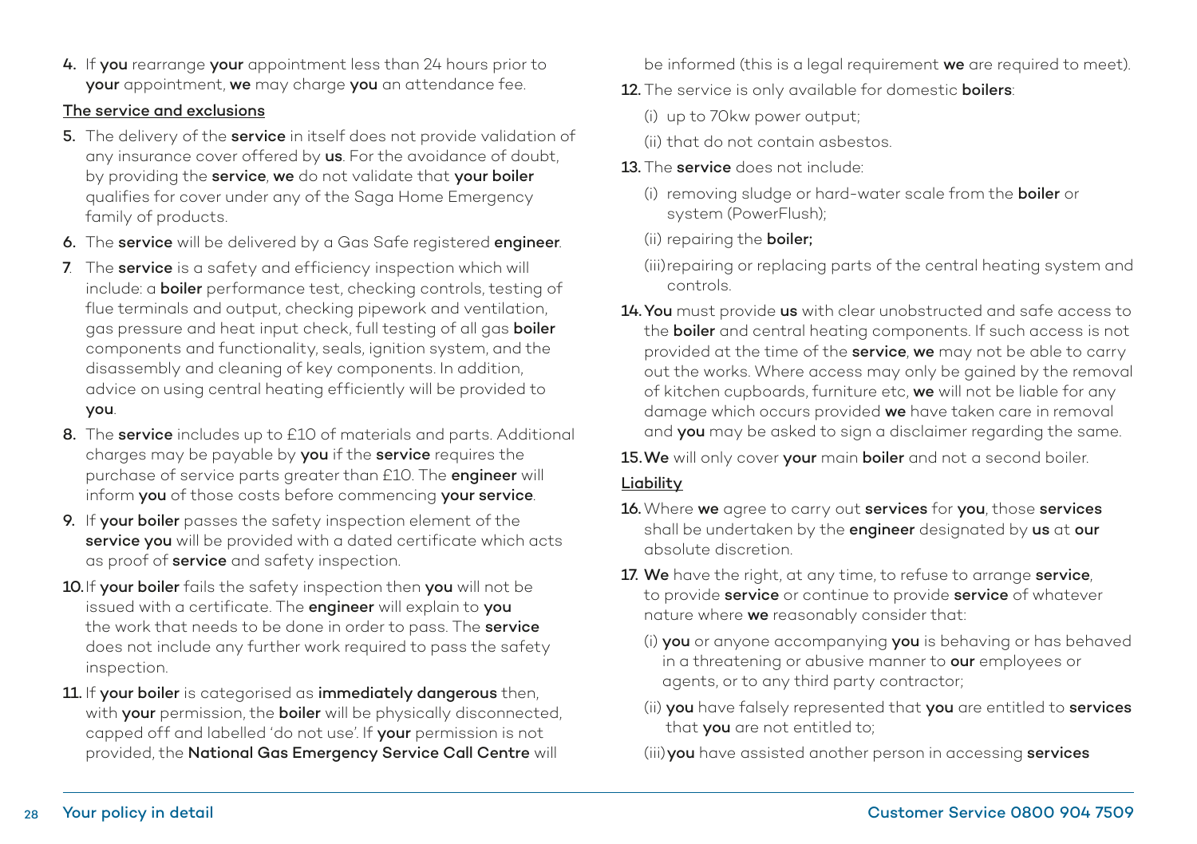4. If **you** rearrange **your** appointment less than 24 hours prior to **your** appointment, **we** may charge **you** an attendance fee.

The service and exclusions

5. The delivery of the **service** in itself does not provide validation of any insurance cover offered by **us**. For the avoidance of doubt, by providing the **service**, **we** do not validate that **your boiler** qualifies for cover under any of the Saga Home Emergency family of products.
6. The **service** will be delivered by a Gas Safe registered **engineer**.
7. The **service** is a safety and efficiency inspection which will include: a **boiler** performance test, checking controls, testing of flue terminals and output, checking pipework and ventilation, gas pressure and heat input check, full testing of all gas **boiler** components and functionality, seals, ignition system, and the disassembly and cleaning of key components. In addition, advice on using central heating efficiently will be provided to **you**.
8. The **service** includes up to £10 of materials and parts. Additional charges may be payable by **you** if the **service** requires the purchase of service parts greater than £10. The **engineer** will inform **you** of those costs before commencing **your service**.
9. If **your boiler** passes the safety inspection element of the **service you** will be provided with a dated certificate which acts as proof of **service** and safety inspection.
10. If **your boiler** fails the safety inspection then **you** will not be issued with a certificate. The **engineer** will explain to **you** the work that needs to be done in order to pass. The **service** does not include any further work required to pass the safety inspection.
11. If **your boiler** is categorised as **immediately dangerous** then, with **your** permission, the **boiler** will be physically disconnected, capped off and labelled 'do not use'. If **your** permission is not provided, the **National Gas Emergency Service Call Centre** will be informed (this is a legal requirement **we** are required to meet).
12. The service is only available for domestic **boilers**:
    (i) up to 70kw power output;
    (ii) that do not contain asbestos.
13. The **service** does not include:
    (i) removing sludge or hard-water scale from the **boiler** or system (PowerFlush);
    (ii) repairing the **boiler;**
    (iii) repairing or replacing parts of the central heating system and controls.
14. **You** must provide **us** with clear unobstructed and safe access to the **boiler** and central heating components. If such access is not provided at the time of the **service**, **we** may not be able to carry out the works. Where access may only be gained by the removal of kitchen cupboards, furniture etc, **we** will not be liable for any damage which occurs provided **we** have taken care in removal and **you** may be asked to sign a disclaimer regarding the same.
15. **We** will only cover **your** main **boiler** and not a second boiler.

Liability

16. Where **we** agree to carry out **services** for **you**, those **services** shall be undertaken by the **engineer** designated by **us** at **our** absolute discretion.
17. **We** have the right, at any time, to refuse to arrange **service**, to provide **service** or continue to provide **service** of whatever nature where **we** reasonably consider that:
    (i) **you** or anyone accompanying **you** is behaving or has behaved in a threatening or abusive manner to **our** employees or agents, or to any third party contractor;
    (ii) **you** have falsely represented that **you** are entitled to **services** that **you** are not entitled to;
    (iii) **you** have assisted another person in accessing **services**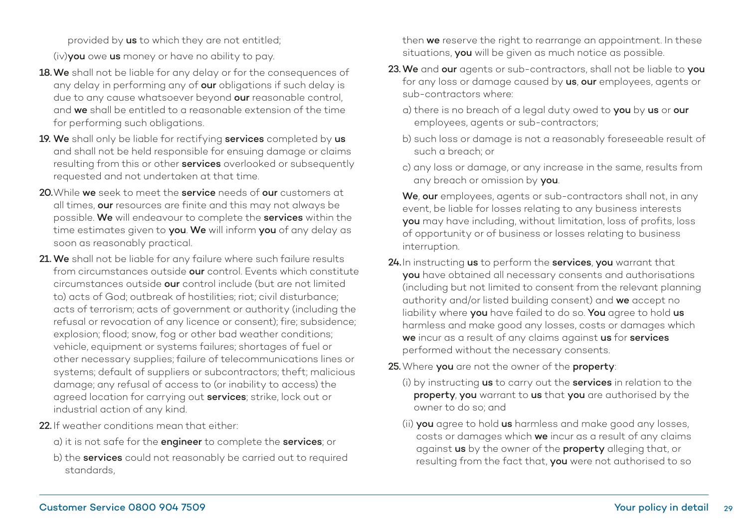provided by **us** to which they are not entitled;

(iv)**you** owe **us** money or have no ability to pay.

**18.** **We** shall not be liable for any delay or for the consequences of any delay in performing any of **our** obligations if such delay is due to any cause whatsoever beyond **our** reasonable control, and **we** shall be entitled to a reasonable extension of the time for performing such obligations.

**19.** **We** shall only be liable for rectifying **services** completed by **us** and shall not be held responsible for ensuing damage or claims resulting from this or other **services** overlooked or subsequently requested and not undertaken at that time.

**20.** While **we** seek to meet the **service** needs of **our** customers at all times, **our** resources are finite and this may not always be possible. **We** will endeavour to complete the **services** within the time estimates given to **you**. **We** will inform **you** of any delay as soon as reasonably practical.

**21.** **We** shall not be liable for any failure where such failure results from circumstances outside **our** control. Events which constitute circumstances outside **our** control include (but are not limited to) acts of God; outbreak of hostilities; riot; civil disturbance; acts of terrorism; acts of government or authority (including the refusal or revocation of any licence or consent); fire; subsidence; explosion; flood; snow, fog or other bad weather conditions; vehicle, equipment or systems failures; shortages of fuel or other necessary supplies; failure of telecommunications lines or systems; default of suppliers or subcontractors; theft; malicious damage; any refusal of access to (or inability to access) the agreed location for carrying out **services**; strike, lock out or industrial action of any kind.

**22.** If weather conditions mean that either:

a) it is not safe for the **engineer** to complete the **services**; or

b) the **services** could not reasonably be carried out to required standards,

then **we** reserve the right to rearrange an appointment. In these situations, **you** will be given as much notice as possible.

**23.** **We** and **our** agents or sub-contractors, shall not be liable to **you** for any loss or damage caused by **us**, **our** employees, agents or sub-contractors where:

a) there is no breach of a legal duty owed to **you** by **us** or **our** employees, agents or sub-contractors;

b) such loss or damage is not a reasonably foreseeable result of such a breach; or

c) any loss or damage, or any increase in the same, results from any breach or omission by **you**.

**We**, **our** employees, agents or sub-contractors shall not, in any event, be liable for losses relating to any business interests **you** may have including, without limitation, loss of profits, loss of opportunity or of business or losses relating to business interruption.

**24.** In instructing **us** to perform the **services**, **you** warrant that **you** have obtained all necessary consents and authorisations (including but not limited to consent from the relevant planning authority and/or listed building consent) and **we** accept no liability where **you** have failed to do so. **You** agree to hold **us** harmless and make good any losses, costs or damages which **we** incur as a result of any claims against **us** for **services** performed without the necessary consents.

**25.** Where **you** are not the owner of the **property**:

(i) by instructing **us** to carry out the **services** in relation to the **property**, **you** warrant to **us** that **you** are authorised by the owner to do so; and

(ii) **you** agree to hold **us** harmless and make good any losses, costs or damages which **we** incur as a result of any claims against **us** by the owner of the **property** alleging that, or resulting from the fact that, **you** were not authorised to so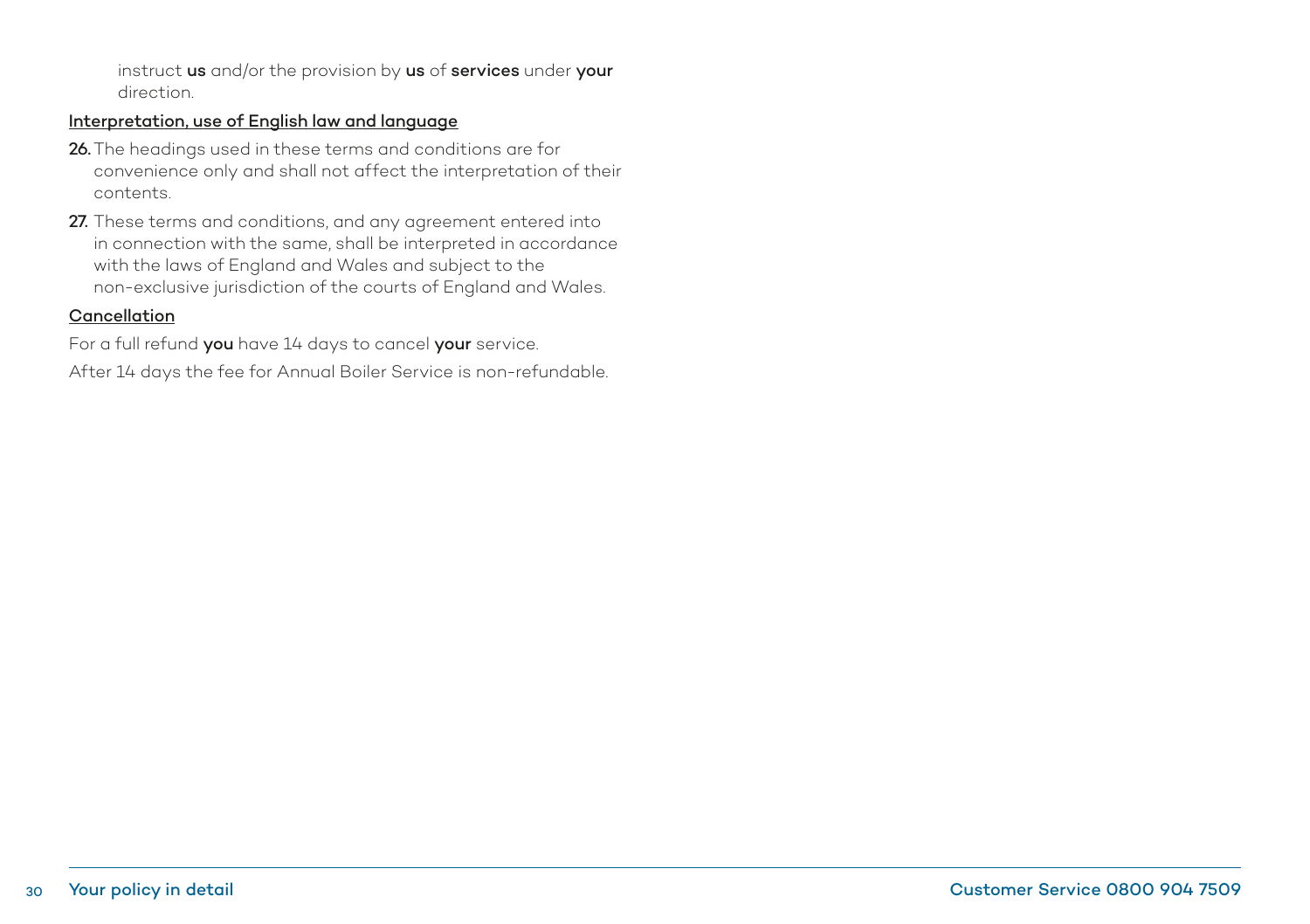instruct **us** and/or the provision by **us** of **services** under **your** direction.

**Interpretation, use of English law and language**

**26.** The headings used in these terms and conditions are for convenience only and shall not affect the interpretation of their contents.

**27.** These terms and conditions, and any agreement entered into in connection with the same, shall be interpreted in accordance with the laws of England and Wales and subject to the non-exclusive jurisdiction of the courts of England and Wales.

**Cancellation**

For a full refund **you** have 14 days to cancel **your** service.

After 14 days the fee for Annual Boiler Service is non-refundable.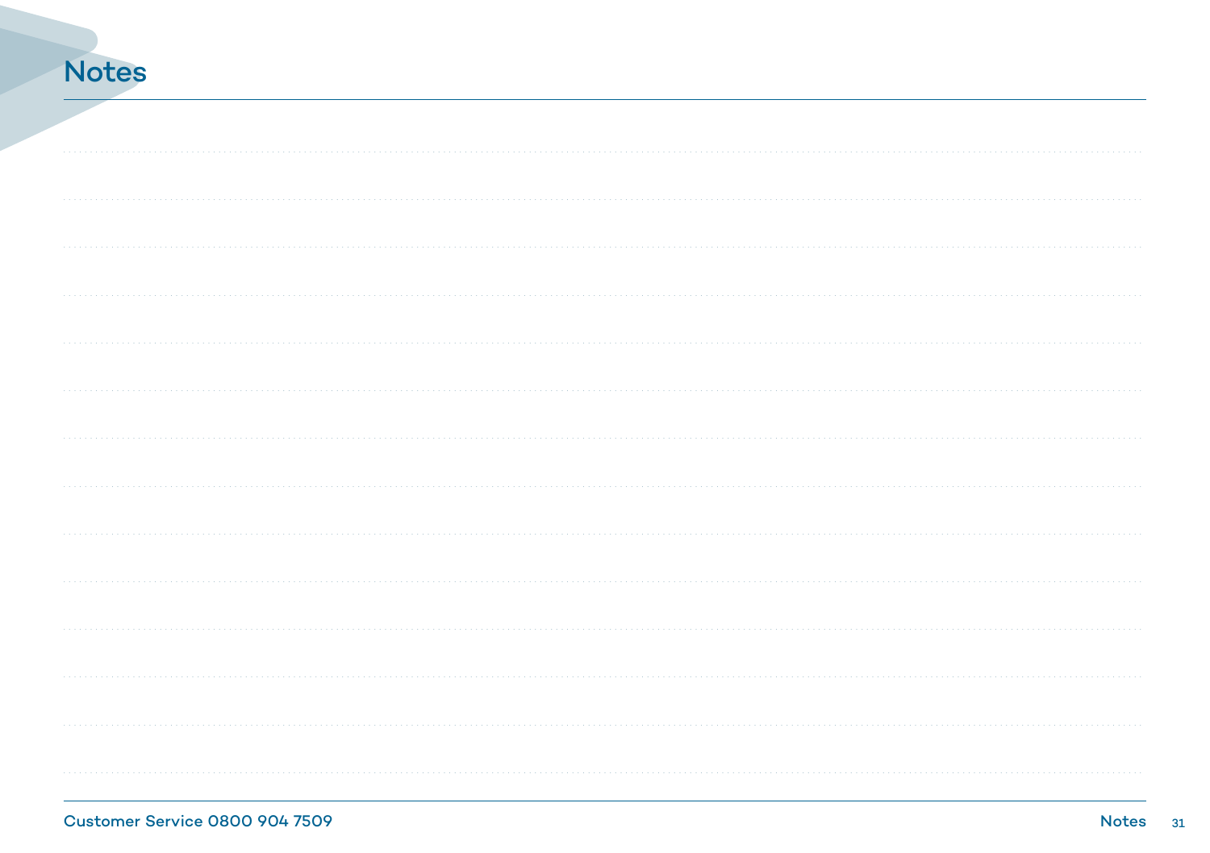# Notes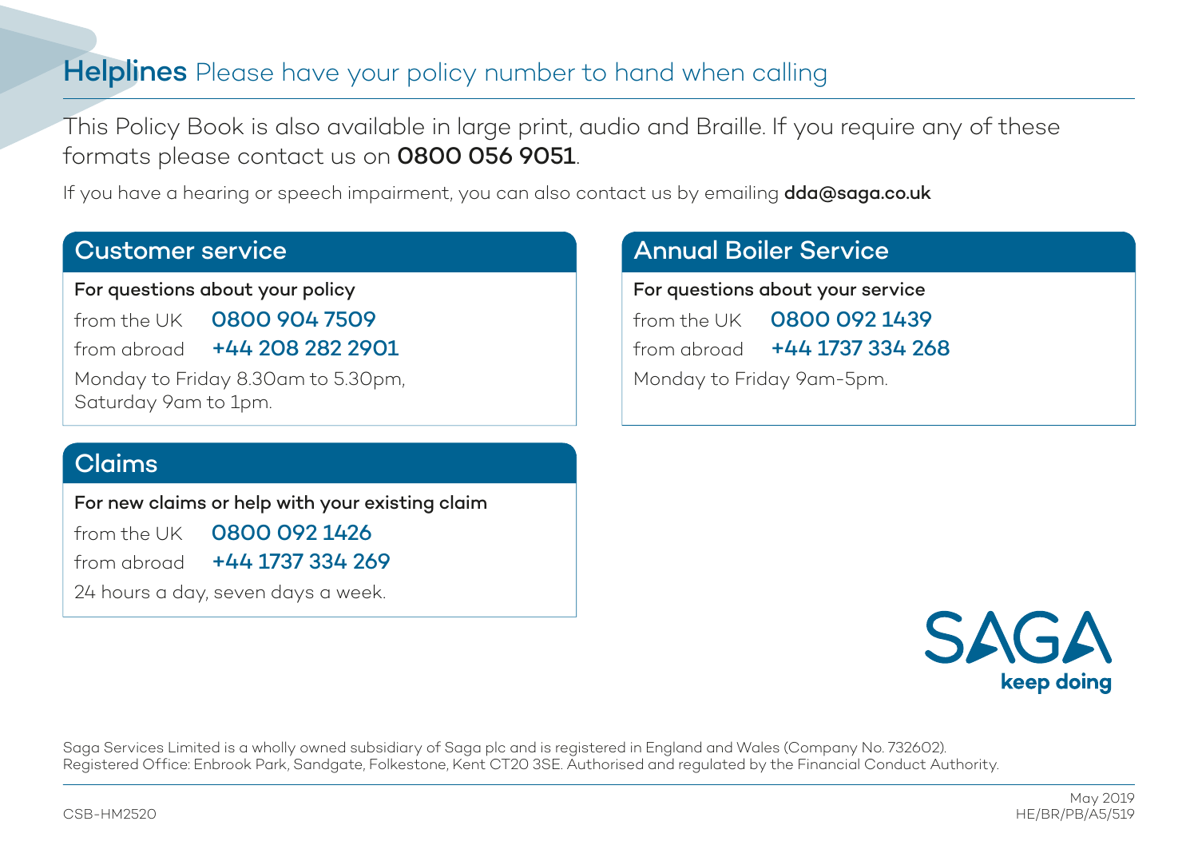## **Helplines** Please have your policy number to hand when calling

This Policy Book is also available in large print, audio and Braille. If you require any of these formats please contact us on **0800 056 9051**.

If you have a hearing or speech impairment, you can also contact us by emailing **dda@saga.co.uk**

### Customer service

**For questions about your policy**

from the UK **0800 904 7509**

from abroad **+44 208 282 2901**

Monday to Friday 8.30am to 5.30pm,
Saturday 9am to 1pm.

### Claims

**For new claims or help with your existing claim**

from the UK **0800 092 1426**

from abroad **+44 1737 334 269**

24 hours a day, seven days a week.

### Annual Boiler Service

**For questions about your service**

from the UK **0800 092 1439**

from abroad **+44 1737 334 268**

Monday to Friday 9am-5pm.

SAGA
keep doing

Saga Services Limited is a wholly owned subsidiary of Saga plc and is registered in England and Wales (Company No. 732602).
Registered Office: Enbrook Park, Sandgate, Folkestone, Kent CT20 3SE. Authorised and regulated by the Financial Conduct Authority.

CSB-HM2520

May 2019
HE/BR/PB/A5/519